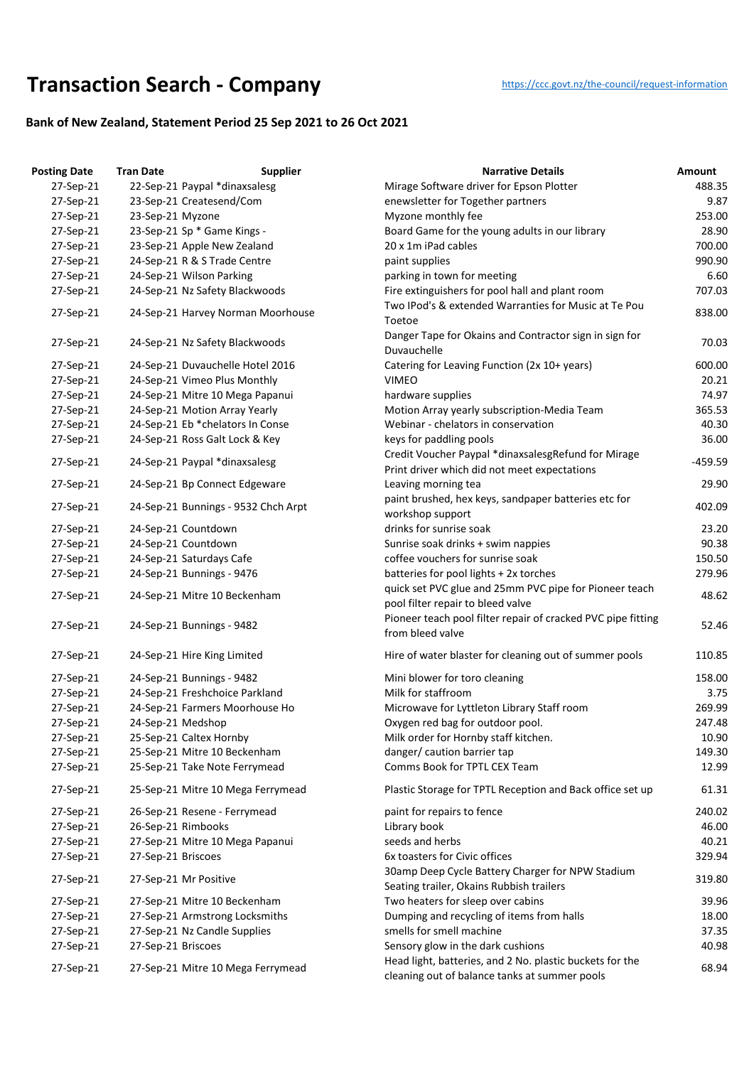# Transaction Search - Company

https://ccc.govt.nz/the-council/request-information

### Bank of New Zealand, Statement Period 25 Sep 2021 to 26 Oct 2021

| Posting Date | Tran Date | Supplier | Narrative Details | Amount |
|---|---|---|---|---|
| 27-Sep-21 | 22-Sep-21 | Paypal *dinaxsalesg | Mirage Software driver for Epson Plotter | 488.35 |
| 27-Sep-21 | 23-Sep-21 | Createsend/Com | enewsletter for Together partners | 9.87 |
| 27-Sep-21 | 23-Sep-21 | Myzone | Myzone monthly fee | 253.00 |
| 27-Sep-21 | 23-Sep-21 | Sp * Game Kings - | Board Game for the young adults in our library | 28.90 |
| 27-Sep-21 | 23-Sep-21 | Apple New Zealand | 20 x 1m iPad cables | 700.00 |
| 27-Sep-21 | 24-Sep-21 | R & S Trade Centre | paint supplies | 990.90 |
| 27-Sep-21 | 24-Sep-21 | Wilson Parking | parking in town for meeting | 6.60 |
| 27-Sep-21 | 24-Sep-21 | Nz Safety Blackwoods | Fire extinguishers for pool hall and plant room | 707.03 |
| 27-Sep-21 | 24-Sep-21 | Harvey Norman Moorhouse | Two IPod's & extended Warranties for Music at Te Pou Toetoe | 838.00 |
| 27-Sep-21 | 24-Sep-21 | Nz Safety Blackwoods | Danger Tape for Okains and Contractor sign in sign for Duvauchelle | 70.03 |
| 27-Sep-21 | 24-Sep-21 | Duvauchelle Hotel 2016 | Catering for Leaving Function (2x 10+ years) | 600.00 |
| 27-Sep-21 | 24-Sep-21 | Vimeo Plus Monthly | VIMEO | 20.21 |
| 27-Sep-21 | 24-Sep-21 | Mitre 10 Mega Papanui | hardware supplies | 74.97 |
| 27-Sep-21 | 24-Sep-21 | Motion Array Yearly | Motion Array yearly subscription-Media Team | 365.53 |
| 27-Sep-21 | 24-Sep-21 | Eb *chelators In Conse | Webinar - chelators in conservation | 40.30 |
| 27-Sep-21 | 24-Sep-21 | Ross Galt Lock & Key | keys for paddling pools | 36.00 |
| 27-Sep-21 | 24-Sep-21 | Paypal *dinaxsalesg | Credit Voucher Paypal *dinaxsalesgRefund for Mirage Print driver which did not meet expectations | -459.59 |
| 27-Sep-21 | 24-Sep-21 | Bp Connect Edgeware | Leaving morning tea | 29.90 |
| 27-Sep-21 | 24-Sep-21 | Bunnings - 9532 Chch Arpt | paint brushed, hex keys, sandpaper batteries etc for workshop support | 402.09 |
| 27-Sep-21 | 24-Sep-21 | Countdown | drinks for sunrise soak | 23.20 |
| 27-Sep-21 | 24-Sep-21 | Countdown | Sunrise soak drinks + swim nappies | 90.38 |
| 27-Sep-21 | 24-Sep-21 | Saturdays Cafe | coffee vouchers for sunrise soak | 150.50 |
| 27-Sep-21 | 24-Sep-21 | Bunnings - 9476 | batteries for pool lights + 2x torches | 279.96 |
| 27-Sep-21 | 24-Sep-21 | Mitre 10 Beckenham | quick set PVC glue and 25mm PVC pipe for Pioneer teach pool filter repair to bleed valve | 48.62 |
| 27-Sep-21 | 24-Sep-21 | Bunnings - 9482 | Pioneer teach pool filter repair of cracked PVC pipe fitting from bleed valve | 52.46 |
| 27-Sep-21 | 24-Sep-21 | Hire King Limited | Hire of water blaster for cleaning out of summer pools | 110.85 |
| 27-Sep-21 | 24-Sep-21 | Bunnings - 9482 | Mini blower for toro cleaning | 158.00 |
| 27-Sep-21 | 24-Sep-21 | Freshchoice Parkland | Milk for staffroom | 3.75 |
| 27-Sep-21 | 24-Sep-21 | Farmers Moorhouse Ho | Microwave for Lyttleton Library Staff room | 269.99 |
| 27-Sep-21 | 24-Sep-21 | Medshop | Oxygen red bag for outdoor pool. | 247.48 |
| 27-Sep-21 | 25-Sep-21 | Caltex Hornby | Milk order for Hornby staff kitchen. | 10.90 |
| 27-Sep-21 | 25-Sep-21 | Mitre 10 Beckenham | danger/ caution barrier tap | 149.30 |
| 27-Sep-21 | 25-Sep-21 | Take Note Ferrymead | Comms Book for TPTL CEX Team | 12.99 |
| 27-Sep-21 | 25-Sep-21 | Mitre 10 Mega Ferrymead | Plastic Storage for TPTL Reception and Back office set up | 61.31 |
| 27-Sep-21 | 26-Sep-21 | Resene - Ferrymead | paint for repairs to fence | 240.02 |
| 27-Sep-21 | 26-Sep-21 | Rimbooks | Library book | 46.00 |
| 27-Sep-21 | 27-Sep-21 | Mitre 10 Mega Papanui | seeds and herbs | 40.21 |
| 27-Sep-21 | 27-Sep-21 | Briscoes | 6x toasters for Civic offices | 329.94 |
| 27-Sep-21 | 27-Sep-21 | Mr Positive | 30amp Deep Cycle Battery Charger for NPW Stadium Seating trailer, Okains Rubbish trailers | 319.80 |
| 27-Sep-21 | 27-Sep-21 | Mitre 10 Beckenham | Two heaters for sleep over cabins | 39.96 |
| 27-Sep-21 | 27-Sep-21 | Armstrong Locksmiths | Dumping and recycling of items from halls | 18.00 |
| 27-Sep-21 | 27-Sep-21 | Nz Candle Supplies | smells for smell machine | 37.35 |
| 27-Sep-21 | 27-Sep-21 | Briscoes | Sensory glow in the dark cushions | 40.98 |
| 27-Sep-21 | 27-Sep-21 | Mitre 10 Mega Ferrymead | Head light, batteries, and 2 No. plastic buckets for the cleaning out of balance tanks at summer pools | 68.94 |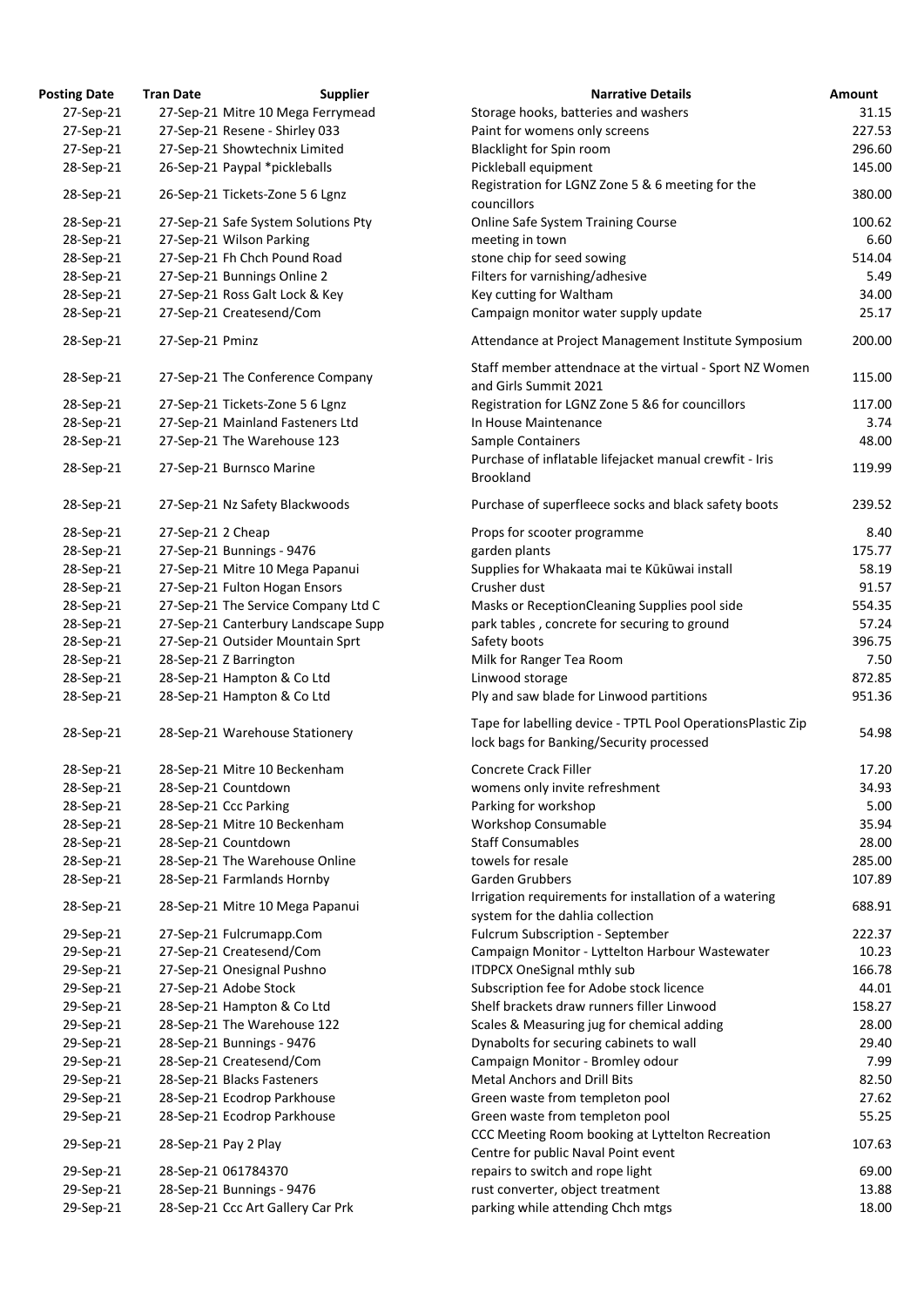| Posting Date | Tran Date | Supplier | Narrative Details | Amount |
|---|---|---|---|---|
| 27-Sep-21 | 27-Sep-21 | Mitre 10 Mega Ferrymead | Storage hooks, batteries and washers | 31.15 |
| 27-Sep-21 | 27-Sep-21 | Resene - Shirley 033 | Paint for womens only screens | 227.53 |
| 27-Sep-21 | 27-Sep-21 | Showtechnix Limited | Blacklight for Spin room | 296.60 |
| 28-Sep-21 | 26-Sep-21 | Paypal *pickleballs | Pickleball equipment | 145.00 |
| 28-Sep-21 | 26-Sep-21 | Tickets-Zone 5 6 Lgnz | Registration for LGNZ Zone 5 & 6 meeting for the councillors | 380.00 |
| 28-Sep-21 | 27-Sep-21 | Safe System Solutions Pty | Online Safe System Training Course | 100.62 |
| 28-Sep-21 | 27-Sep-21 | Wilson Parking | meeting in town | 6.60 |
| 28-Sep-21 | 27-Sep-21 | Fh Chch Pound Road | stone chip for seed sowing | 514.04 |
| 28-Sep-21 | 27-Sep-21 | Bunnings Online 2 | Filters for varnishing/adhesive | 5.49 |
| 28-Sep-21 | 27-Sep-21 | Ross Galt Lock & Key | Key cutting for Waltham | 34.00 |
| 28-Sep-21 | 27-Sep-21 | Createsend/Com | Campaign monitor water supply update | 25.17 |
| 28-Sep-21 | 27-Sep-21 | Pminz | Attendance at Project Management Institute Symposium | 200.00 |
| 28-Sep-21 | 27-Sep-21 | The Conference Company | Staff member attendnace at the virtual - Sport NZ Women and Girls Summit 2021 | 115.00 |
| 28-Sep-21 | 27-Sep-21 | Tickets-Zone 5 6 Lgnz | Registration for LGNZ Zone 5 &6 for councillors | 117.00 |
| 28-Sep-21 | 27-Sep-21 | Mainland Fasteners Ltd | In House Maintenance | 3.74 |
| 28-Sep-21 | 27-Sep-21 | The Warehouse 123 | Sample Containers | 48.00 |
| 28-Sep-21 | 27-Sep-21 | Burnsco Marine | Purchase of inflatable lifejacket manual crewfit - Iris Brookland | 119.99 |
| 28-Sep-21 | 27-Sep-21 | Nz Safety Blackwoods | Purchase of superfleece socks and black safety boots | 239.52 |
| 28-Sep-21 | 27-Sep-21 | 2 Cheap | Props for scooter programme | 8.40 |
| 28-Sep-21 | 27-Sep-21 | Bunnings - 9476 | garden plants | 175.77 |
| 28-Sep-21 | 27-Sep-21 | Mitre 10 Mega Papanui | Supplies for Whakaata mai te Kūkūwai install | 58.19 |
| 28-Sep-21 | 27-Sep-21 | Fulton Hogan Ensors | Crusher dust | 91.57 |
| 28-Sep-21 | 27-Sep-21 | The Service Company Ltd C | Masks or ReceptionCleaning Supplies pool side | 554.35 |
| 28-Sep-21 | 27-Sep-21 | Canterbury Landscape Supp | park tables , concrete for securing to ground | 57.24 |
| 28-Sep-21 | 27-Sep-21 | Outsider Mountain Sprt | Safety boots | 396.75 |
| 28-Sep-21 | 28-Sep-21 | Z Barrington | Milk for Ranger Tea Room | 7.50 |
| 28-Sep-21 | 28-Sep-21 | Hampton & Co Ltd | Linwood storage | 872.85 |
| 28-Sep-21 | 28-Sep-21 | Hampton & Co Ltd | Ply and saw blade for Linwood partitions | 951.36 |
| 28-Sep-21 | 28-Sep-21 | Warehouse Stationery | Tape for labelling device - TPTL Pool OperationsPlastic Zip lock bags for Banking/Security processed | 54.98 |
| 28-Sep-21 | 28-Sep-21 | Mitre 10 Beckenham | Concrete Crack Filler | 17.20 |
| 28-Sep-21 | 28-Sep-21 | Countdown | womens only invite refreshment | 34.93 |
| 28-Sep-21 | 28-Sep-21 | Ccc Parking | Parking for workshop | 5.00 |
| 28-Sep-21 | 28-Sep-21 | Mitre 10 Beckenham | Workshop Consumable | 35.94 |
| 28-Sep-21 | 28-Sep-21 | Countdown | Staff Consumables | 28.00 |
| 28-Sep-21 | 28-Sep-21 | The Warehouse Online | towels for resale | 285.00 |
| 28-Sep-21 | 28-Sep-21 | Farmlands Hornby | Garden Grubbers | 107.89 |
| 28-Sep-21 | 28-Sep-21 | Mitre 10 Mega Papanui | Irrigation requirements for installation of a watering system for the dahlia collection | 688.91 |
| 29-Sep-21 | 27-Sep-21 | Fulcrumapp.Com | Fulcrum Subscription - September | 222.37 |
| 29-Sep-21 | 27-Sep-21 | Createsend/Com | Campaign Monitor - Lyttelton Harbour Wastewater | 10.23 |
| 29-Sep-21 | 27-Sep-21 | Onesignal Pushno | ITDPCX OneSignal mthly sub | 166.78 |
| 29-Sep-21 | 27-Sep-21 | Adobe Stock | Subscription fee for Adobe stock licence | 44.01 |
| 29-Sep-21 | 28-Sep-21 | Hampton & Co Ltd | Shelf brackets draw runners filler Linwood | 158.27 |
| 29-Sep-21 | 28-Sep-21 | The Warehouse 122 | Scales & Measuring jug for chemical adding | 28.00 |
| 29-Sep-21 | 28-Sep-21 | Bunnings - 9476 | Dynabolts for securing cabinets to wall | 29.40 |
| 29-Sep-21 | 28-Sep-21 | Createsend/Com | Campaign Monitor - Bromley odour | 7.99 |
| 29-Sep-21 | 28-Sep-21 | Blacks Fasteners | Metal Anchors and Drill Bits | 82.50 |
| 29-Sep-21 | 28-Sep-21 | Ecodrop Parkhouse | Green waste from templeton pool | 27.62 |
| 29-Sep-21 | 28-Sep-21 | Ecodrop Parkhouse | Green waste from templeton pool | 55.25 |
| 29-Sep-21 | 28-Sep-21 | Pay 2 Play | CCC Meeting Room booking at Lyttelton Recreation Centre for public Naval Point event | 107.63 |
| 29-Sep-21 | 28-Sep-21 | 061784370 | repairs to switch and rope light | 69.00 |
| 29-Sep-21 | 28-Sep-21 | Bunnings - 9476 | rust converter, object treatment | 13.88 |
| 29-Sep-21 | 28-Sep-21 | Ccc Art Gallery Car Prk | parking while attending Chch mtgs | 18.00 |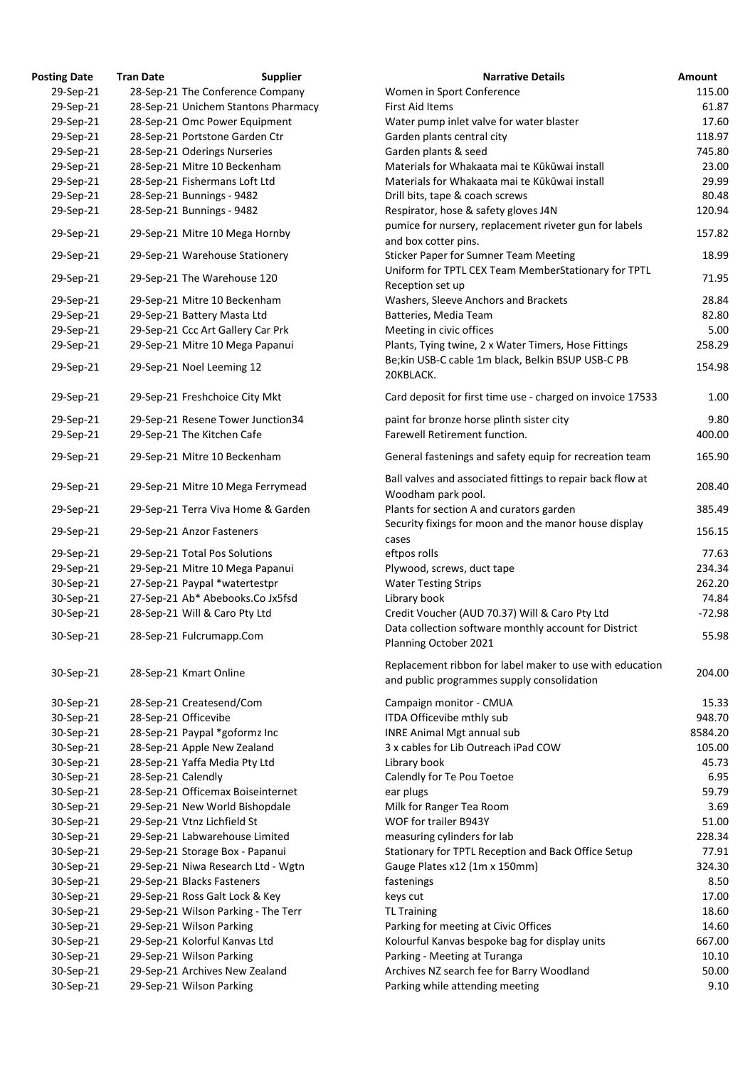| Posting Date | Tran Date | Supplier | Narrative Details | Amount |
|---|---|---|---|---|
| 29-Sep-21 | 28-Sep-21 | The Conference Company | Women in Sport Conference | 115.00 |
| 29-Sep-21 | 28-Sep-21 | Unichem Stantons Pharmacy | First Aid Items | 61.87 |
| 29-Sep-21 | 28-Sep-21 | Omc Power Equipment | Water pump inlet valve for water blaster | 17.60 |
| 29-Sep-21 | 28-Sep-21 | Portstone Garden Ctr | Garden plants central city | 118.97 |
| 29-Sep-21 | 28-Sep-21 | Oderings Nurseries | Garden plants & seed | 745.80 |
| 29-Sep-21 | 28-Sep-21 | Mitre 10 Beckenham | Materials for Whakaata mai te Kūkūwai install | 23.00 |
| 29-Sep-21 | 28-Sep-21 | Fishermans Loft Ltd | Materials for Whakaata mai te Kūkūwai install | 29.99 |
| 29-Sep-21 | 28-Sep-21 | Bunnings - 9482 | Drill bits, tape & coach screws | 80.48 |
| 29-Sep-21 | 28-Sep-21 | Bunnings - 9482 | Respirator, hose & safety gloves J4N | 120.94 |
| 29-Sep-21 | 29-Sep-21 | Mitre 10 Mega Hornby | pumice for nursery, replacement riveter gun for labels and box cotter pins. | 157.82 |
| 29-Sep-21 | 29-Sep-21 | Warehouse Stationery | Sticker Paper for Sumner Team Meeting | 18.99 |
| 29-Sep-21 | 29-Sep-21 | The Warehouse 120 | Uniform for TPTL CEX Team MemberStationary for TPTL Reception set up | 71.95 |
| 29-Sep-21 | 29-Sep-21 | Mitre 10 Beckenham | Washers, Sleeve Anchors and Brackets | 28.84 |
| 29-Sep-21 | 29-Sep-21 | Battery Masta Ltd | Batteries, Media Team | 82.80 |
| 29-Sep-21 | 29-Sep-21 | Ccc Art Gallery Car Prk | Meeting in civic offices | 5.00 |
| 29-Sep-21 | 29-Sep-21 | Mitre 10 Mega Papanui | Plants, Tying twine, 2 x Water Timers, Hose Fittings | 258.29 |
| 29-Sep-21 | 29-Sep-21 | Noel Leeming 12 | Be;kin USB-C cable 1m black, Belkin BSUP USB-C PB 20KBLACK. | 154.98 |
| 29-Sep-21 | 29-Sep-21 | Freshchoice City Mkt | Card deposit for first time use - charged on invoice 17533 | 1.00 |
| 29-Sep-21 | 29-Sep-21 | Resene Tower Junction34 | paint for bronze horse plinth sister city | 9.80 |
| 29-Sep-21 | 29-Sep-21 | The Kitchen Cafe | Farewell Retirement function. | 400.00 |
| 29-Sep-21 | 29-Sep-21 | Mitre 10 Beckenham | General fastenings and safety equip for recreation team | 165.90 |
| 29-Sep-21 | 29-Sep-21 | Mitre 10 Mega Ferrymead | Ball valves and associated fittings to repair back flow at Woodham park pool. | 208.40 |
| 29-Sep-21 | 29-Sep-21 | Terra Viva Home & Garden | Plants for section A and curators garden | 385.49 |
| 29-Sep-21 | 29-Sep-21 | Anzor Fasteners | Security fixings for moon and the manor house display cases | 156.15 |
| 29-Sep-21 | 29-Sep-21 | Total Pos Solutions | eftpos rolls | 77.63 |
| 29-Sep-21 | 29-Sep-21 | Mitre 10 Mega Papanui | Plywood, screws, duct tape | 234.34 |
| 30-Sep-21 | 27-Sep-21 | Paypal *watertestpr | Water Testing Strips | 262.20 |
| 30-Sep-21 | 27-Sep-21 | Ab* Abebooks.Co Jx5fsd | Library book | 74.84 |
| 30-Sep-21 | 28-Sep-21 | Will & Caro Pty Ltd | Credit Voucher (AUD 70.37) Will & Caro Pty Ltd | -72.98 |
| 30-Sep-21 | 28-Sep-21 | Fulcrumapp.Com | Data collection software monthly account for District Planning October 2021 | 55.98 |
| 30-Sep-21 | 28-Sep-21 | Kmart Online | Replacement ribbon for label maker to use with education and public programmes supply consolidation | 204.00 |
| 30-Sep-21 | 28-Sep-21 | Createsend/Com | Campaign monitor - CMUA | 15.33 |
| 30-Sep-21 | 28-Sep-21 | Officevibe | ITDA Officevibe mthly sub | 948.70 |
| 30-Sep-21 | 28-Sep-21 | Paypal *goformz Inc | INRE Animal Mgt annual sub | 8584.20 |
| 30-Sep-21 | 28-Sep-21 | Apple New Zealand | 3 x cables for Lib Outreach iPad COW | 105.00 |
| 30-Sep-21 | 28-Sep-21 | Yaffa Media Pty Ltd | Library book | 45.73 |
| 30-Sep-21 | 28-Sep-21 | Calendly | Calendly for Te Pou Toetoe | 6.95 |
| 30-Sep-21 | 28-Sep-21 | Officemax Boiseinternet | ear plugs | 59.79 |
| 30-Sep-21 | 29-Sep-21 | New World Bishopdale | Milk for Ranger Tea Room | 3.69 |
| 30-Sep-21 | 29-Sep-21 | Vtnz Lichfield St | WOF for trailer B943Y | 51.00 |
| 30-Sep-21 | 29-Sep-21 | Labwarehouse Limited | measuring cylinders for lab | 228.34 |
| 30-Sep-21 | 29-Sep-21 | Storage Box - Papanui | Stationary for TPTL Reception and Back Office Setup | 77.91 |
| 30-Sep-21 | 29-Sep-21 | Niwa Research Ltd - Wgtn | Gauge Plates x12 (1m x 150mm) | 324.30 |
| 30-Sep-21 | 29-Sep-21 | Blacks Fasteners | fastenings | 8.50 |
| 30-Sep-21 | 29-Sep-21 | Ross Galt Lock & Key | keys cut | 17.00 |
| 30-Sep-21 | 29-Sep-21 | Wilson Parking - The Terr | TL Training | 18.60 |
| 30-Sep-21 | 29-Sep-21 | Wilson Parking | Parking for meeting at Civic Offices | 14.60 |
| 30-Sep-21 | 29-Sep-21 | Kolorful Kanvas Ltd | Kolourful Kanvas bespoke bag for display units | 667.00 |
| 30-Sep-21 | 29-Sep-21 | Wilson Parking | Parking - Meeting at Turanga | 10.10 |
| 30-Sep-21 | 29-Sep-21 | Archives New Zealand | Archives NZ search fee for Barry Woodland | 50.00 |
| 30-Sep-21 | 29-Sep-21 | Wilson Parking | Parking while attending meeting | 9.10 |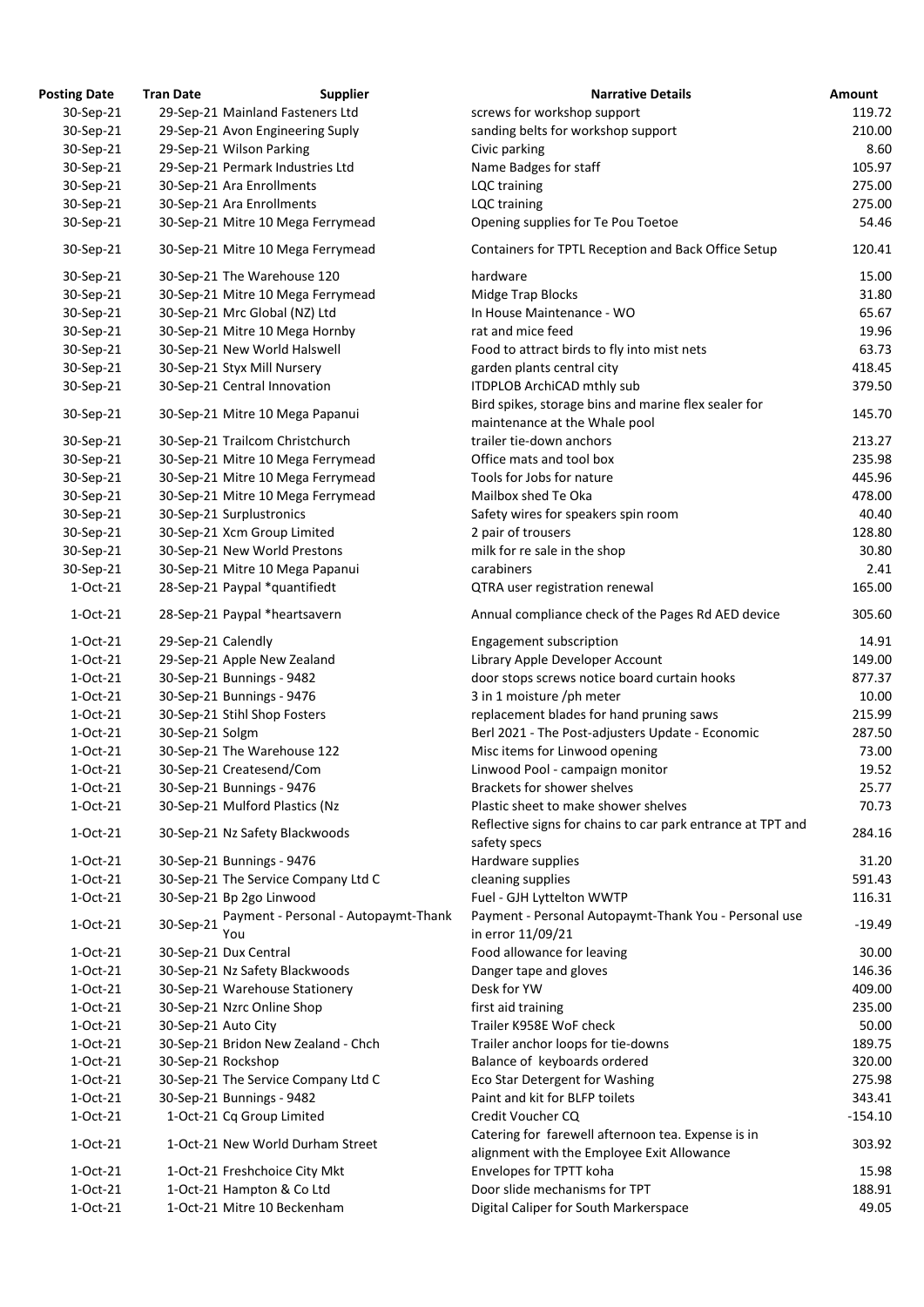| Posting Date | Tran Date | Supplier | Narrative Details | Amount |
|---|---|---|---|---|
| 30-Sep-21 | 29-Sep-21 | Mainland Fasteners Ltd | screws for workshop support | 119.72 |
| 30-Sep-21 | 29-Sep-21 | Avon Engineering Suply | sanding belts for workshop support | 210.00 |
| 30-Sep-21 | 29-Sep-21 | Wilson Parking | Civic parking | 8.60 |
| 30-Sep-21 | 29-Sep-21 | Permark Industries Ltd | Name Badges for staff | 105.97 |
| 30-Sep-21 | 30-Sep-21 | Ara Enrollments | LQC training | 275.00 |
| 30-Sep-21 | 30-Sep-21 | Ara Enrollments | LQC training | 275.00 |
| 30-Sep-21 | 30-Sep-21 | Mitre 10 Mega Ferrymead | Opening supplies for Te Pou Toetoe | 54.46 |
| 30-Sep-21 | 30-Sep-21 | Mitre 10 Mega Ferrymead | Containers for TPTL Reception and Back Office Setup | 120.41 |
| 30-Sep-21 | 30-Sep-21 | The Warehouse 120 | hardware | 15.00 |
| 30-Sep-21 | 30-Sep-21 | Mitre 10 Mega Ferrymead | Midge Trap Blocks | 31.80 |
| 30-Sep-21 | 30-Sep-21 | Mrc Global (NZ) Ltd | In House Maintenance - WO | 65.67 |
| 30-Sep-21 | 30-Sep-21 | Mitre 10 Mega Hornby | rat and mice feed | 19.96 |
| 30-Sep-21 | 30-Sep-21 | New World Halswell | Food to attract birds to fly into mist nets | 63.73 |
| 30-Sep-21 | 30-Sep-21 | Styx Mill Nursery | garden plants central city | 418.45 |
| 30-Sep-21 | 30-Sep-21 | Central Innovation | ITDPLOB ArchiCAD mthly sub | 379.50 |
| 30-Sep-21 | 30-Sep-21 | Mitre 10 Mega Papanui | Bird spikes, storage bins and marine flex sealer for maintenance at the Whale pool | 145.70 |
| 30-Sep-21 | 30-Sep-21 | Trailcom Christchurch | trailer tie-down anchors | 213.27 |
| 30-Sep-21 | 30-Sep-21 | Mitre 10 Mega Ferrymead | Office mats and tool box | 235.98 |
| 30-Sep-21 | 30-Sep-21 | Mitre 10 Mega Ferrymead | Tools for Jobs for nature | 445.96 |
| 30-Sep-21 | 30-Sep-21 | Mitre 10 Mega Ferrymead | Mailbox shed Te Oka | 478.00 |
| 30-Sep-21 | 30-Sep-21 | Surplustronics | Safety wires for speakers spin room | 40.40 |
| 30-Sep-21 | 30-Sep-21 | Xcm Group Limited | 2 pair of trousers | 128.80 |
| 30-Sep-21 | 30-Sep-21 | New World Prestons | milk for re sale in the shop | 30.80 |
| 30-Sep-21 | 30-Sep-21 | Mitre 10 Mega Papanui | carabiners | 2.41 |
| 1-Oct-21 | 28-Sep-21 | Paypal *quantifiedt | QTRA user registration renewal | 165.00 |
| 1-Oct-21 | 28-Sep-21 | Paypal *heartsavern | Annual compliance check of the Pages Rd AED device | 305.60 |
| 1-Oct-21 | 29-Sep-21 | Calendly | Engagement subscription | 14.91 |
| 1-Oct-21 | 29-Sep-21 | Apple New Zealand | Library Apple Developer Account | 149.00 |
| 1-Oct-21 | 30-Sep-21 | Bunnings - 9482 | door stops screws notice board curtain hooks | 877.37 |
| 1-Oct-21 | 30-Sep-21 | Bunnings - 9476 | 3 in 1 moisture /ph meter | 10.00 |
| 1-Oct-21 | 30-Sep-21 | Stihl Shop Fosters | replacement blades for hand pruning saws | 215.99 |
| 1-Oct-21 | 30-Sep-21 | Solgm | Berl 2021 - The Post-adjusters Update - Economic | 287.50 |
| 1-Oct-21 | 30-Sep-21 | The Warehouse 122 | Misc items for Linwood opening | 73.00 |
| 1-Oct-21 | 30-Sep-21 | Createsend/Com | Linwood Pool - campaign monitor | 19.52 |
| 1-Oct-21 | 30-Sep-21 | Bunnings - 9476 | Brackets for shower shelves | 25.77 |
| 1-Oct-21 | 30-Sep-21 | Mulford Plastics (Nz | Plastic sheet to make shower shelves | 70.73 |
| 1-Oct-21 | 30-Sep-21 | Nz Safety Blackwoods | Reflective signs for chains to car park entrance at TPT and safety specs | 284.16 |
| 1-Oct-21 | 30-Sep-21 | Bunnings - 9476 | Hardware supplies | 31.20 |
| 1-Oct-21 | 30-Sep-21 | The Service Company Ltd C | cleaning supplies | 591.43 |
| 1-Oct-21 | 30-Sep-21 | Bp 2go Linwood | Fuel - GJH Lyttelton WWTP | 116.31 |
| 1-Oct-21 | 30-Sep-21 | Payment - Personal - Autopaymt-Thank You | Payment - Personal Autopaymt-Thank You - Personal use in error 11/09/21 | -19.49 |
| 1-Oct-21 | 30-Sep-21 | Dux Central | Food allowance for leaving | 30.00 |
| 1-Oct-21 | 30-Sep-21 | Nz Safety Blackwoods | Danger tape and gloves | 146.36 |
| 1-Oct-21 | 30-Sep-21 | Warehouse Stationery | Desk for YW | 409.00 |
| 1-Oct-21 | 30-Sep-21 | Nzrc Online Shop | first aid training | 235.00 |
| 1-Oct-21 | 30-Sep-21 | Auto City | Trailer K958E WoF check | 50.00 |
| 1-Oct-21 | 30-Sep-21 | Bridon New Zealand - Chch | Trailer anchor loops for tie-downs | 189.75 |
| 1-Oct-21 | 30-Sep-21 | Rockshop | Balance of keyboards ordered | 320.00 |
| 1-Oct-21 | 30-Sep-21 | The Service Company Ltd C | Eco Star Detergent for Washing | 275.98 |
| 1-Oct-21 | 30-Sep-21 | Bunnings - 9482 | Paint and kit for BLFP toilets | 343.41 |
| 1-Oct-21 | 1-Oct-21 | Cq Group Limited | Credit Voucher CQ | -154.10 |
| 1-Oct-21 | 1-Oct-21 | New World Durham Street | Catering for farewell afternoon tea. Expense is in alignment with the Employee Exit Allowance | 303.92 |
| 1-Oct-21 | 1-Oct-21 | Freshchoice City Mkt | Envelopes for TPTT koha | 15.98 |
| 1-Oct-21 | 1-Oct-21 | Hampton & Co Ltd | Door slide mechanisms for TPT | 188.91 |
| 1-Oct-21 | 1-Oct-21 | Mitre 10 Beckenham | Digital Caliper for South Markerspace | 49.05 |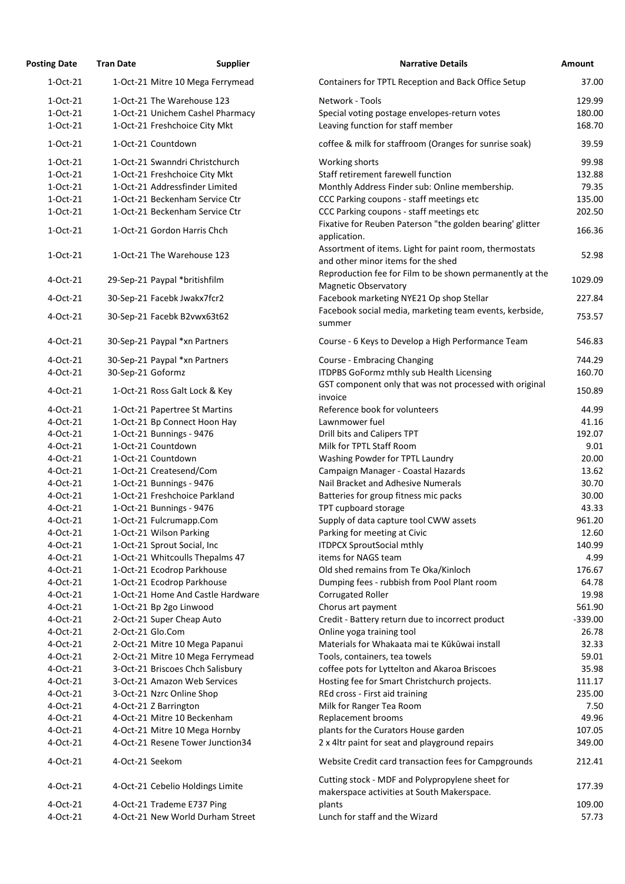| Posting Date | Tran Date | Supplier | Narrative Details | Amount |
|---|---|---|---|---|
| 1-Oct-21 | 1-Oct-21 | Mitre 10 Mega Ferrymead | Containers for TPTL Reception and Back Office Setup | 37.00 |
| 1-Oct-21 | 1-Oct-21 | The Warehouse 123 | Network - Tools | 129.99 |
| 1-Oct-21 | 1-Oct-21 | Unichem Cashel Pharmacy | Special voting postage envelopes-return votes | 180.00 |
| 1-Oct-21 | 1-Oct-21 | Freshchoice City Mkt | Leaving function for staff member | 168.70 |
| 1-Oct-21 | 1-Oct-21 | Countdown | coffee & milk for staffroom (Oranges for sunrise soak) | 39.59 |
| 1-Oct-21 | 1-Oct-21 | Swanndri Christchurch | Working shorts | 99.98 |
| 1-Oct-21 | 1-Oct-21 | Freshchoice City Mkt | Staff retirement farewell function | 132.88 |
| 1-Oct-21 | 1-Oct-21 | Addressfinder Limited | Monthly Address Finder sub: Online membership. | 79.35 |
| 1-Oct-21 | 1-Oct-21 | Beckenham Service Ctr | CCC Parking coupons - staff meetings etc | 135.00 |
| 1-Oct-21 | 1-Oct-21 | Beckenham Service Ctr | CCC Parking coupons - staff meetings etc | 202.50 |
| 1-Oct-21 | 1-Oct-21 | Gordon Harris Chch | Fixative for Reuben Paterson "the golden bearing' glitter application. | 166.36 |
| 1-Oct-21 | 1-Oct-21 | The Warehouse 123 | Assortment of items. Light for paint room, thermostats and other minor items for the shed | 52.98 |
| 4-Oct-21 | 29-Sep-21 | Paypal *britishfilm | Reproduction fee for Film to be shown permanently at the Magnetic Observatory | 1029.09 |
| 4-Oct-21 | 30-Sep-21 | Facebk Jwakx7fcr2 | Facebook marketing NYE21 Op shop Stellar | 227.84 |
| 4-Oct-21 | 30-Sep-21 | Facebk B2vwx63t62 | Facebook social media, marketing team events, kerbside, summer | 753.57 |
| 4-Oct-21 | 30-Sep-21 | Paypal *xn Partners | Course - 6 Keys to Develop a High Performance Team | 546.83 |
| 4-Oct-21 | 30-Sep-21 | Paypal *xn Partners | Course - Embracing Changing | 744.29 |
| 4-Oct-21 | 30-Sep-21 | Goformz | ITDPBS GoFormz mthly sub Health Licensing | 160.70 |
| 4-Oct-21 | 1-Oct-21 | Ross Galt Lock & Key | GST component only that was not processed with original invoice | 150.89 |
| 4-Oct-21 | 1-Oct-21 | Papertree St Martins | Reference book for volunteers | 44.99 |
| 4-Oct-21 | 1-Oct-21 | Bp Connect Hoon Hay | Lawnmower fuel | 41.16 |
| 4-Oct-21 | 1-Oct-21 | Bunnings - 9476 | Drill bits and Calipers TPT | 192.07 |
| 4-Oct-21 | 1-Oct-21 | Countdown | Milk for TPTL Staff Room | 9.01 |
| 4-Oct-21 | 1-Oct-21 | Countdown | Washing Powder for TPTL Laundry | 20.00 |
| 4-Oct-21 | 1-Oct-21 | Createsend/Com | Campaign Manager - Coastal Hazards | 13.62 |
| 4-Oct-21 | 1-Oct-21 | Bunnings - 9476 | Nail Bracket and Adhesive Numerals | 30.70 |
| 4-Oct-21 | 1-Oct-21 | Freshchoice Parkland | Batteries for group fitness mic packs | 30.00 |
| 4-Oct-21 | 1-Oct-21 | Bunnings - 9476 | TPT cupboard storage | 43.33 |
| 4-Oct-21 | 1-Oct-21 | Fulcrumapp.Com | Supply of data capture tool CWW assets | 961.20 |
| 4-Oct-21 | 1-Oct-21 | Wilson Parking | Parking for meeting at Civic | 12.60 |
| 4-Oct-21 | 1-Oct-21 | Sprout Social, Inc | ITDPCX SproutSocial mthly | 140.99 |
| 4-Oct-21 | 1-Oct-21 | Whitcoulls Thepalms 47 | items for NAGS team | 4.99 |
| 4-Oct-21 | 1-Oct-21 | Ecodrop Parkhouse | Old shed remains from Te Oka/Kinloch | 176.67 |
| 4-Oct-21 | 1-Oct-21 | Ecodrop Parkhouse | Dumping fees - rubbish from Pool Plant room | 64.78 |
| 4-Oct-21 | 1-Oct-21 | Home And Castle Hardware | Corrugated Roller | 19.98 |
| 4-Oct-21 | 1-Oct-21 | Bp 2go Linwood | Chorus art payment | 561.90 |
| 4-Oct-21 | 2-Oct-21 | Super Cheap Auto | Credit - Battery return due to incorrect product | -339.00 |
| 4-Oct-21 | 2-Oct-21 | Glo.Com | Online yoga training tool | 26.78 |
| 4-Oct-21 | 2-Oct-21 | Mitre 10 Mega Papanui | Materials for Whakaata mai te Kūkūwai install | 32.33 |
| 4-Oct-21 | 2-Oct-21 | Mitre 10 Mega Ferrymead | Tools, containers, tea towels | 59.01 |
| 4-Oct-21 | 3-Oct-21 | Briscoes Chch Salisbury | coffee pots for Lyttelton and Akaroa Briscoes | 35.98 |
| 4-Oct-21 | 3-Oct-21 | Amazon Web Services | Hosting fee for Smart Christchurch projects. | 111.17 |
| 4-Oct-21 | 3-Oct-21 | Nzrc Online Shop | REd cross - First aid training | 235.00 |
| 4-Oct-21 | 4-Oct-21 | Z Barrington | Milk for Ranger Tea Room | 7.50 |
| 4-Oct-21 | 4-Oct-21 | Mitre 10 Beckenham | Replacement brooms | 49.96 |
| 4-Oct-21 | 4-Oct-21 | Mitre 10 Mega Hornby | plants for the Curators House garden | 107.05 |
| 4-Oct-21 | 4-Oct-21 | Resene Tower Junction34 | 2 x 4ltr paint for seat and playground repairs | 349.00 |
| 4-Oct-21 | 4-Oct-21 | Seekom | Website Credit card transaction fees for Campgrounds | 212.41 |
| 4-Oct-21 | 4-Oct-21 | Cebelio Holdings Limite | Cutting stock - MDF and Polypropylene sheet for makerspace activities at South Makerspace. | 177.39 |
| 4-Oct-21 | 4-Oct-21 | Trademe E737 Ping | plants | 109.00 |
| 4-Oct-21 | 4-Oct-21 | New World Durham Street | Lunch for staff and the Wizard | 57.73 |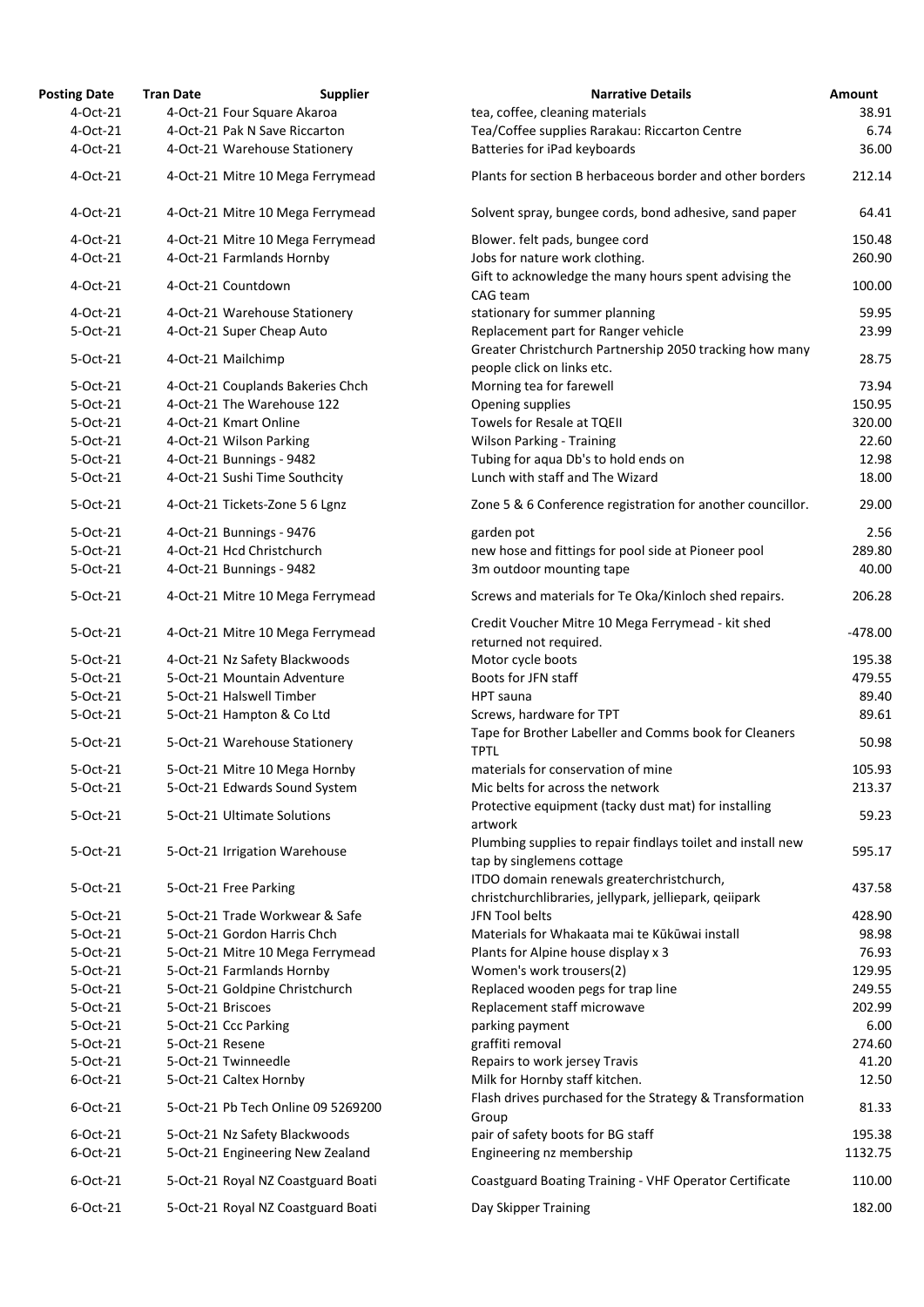| Posting Date | Tran Date | Supplier | Narrative Details | Amount |
|---|---|---|---|---|
| 4-Oct-21 | 4-Oct-21 | Four Square Akaroa | tea, coffee, cleaning materials | 38.91 |
| 4-Oct-21 | 4-Oct-21 | Pak N Save Riccarton | Tea/Coffee supplies Rarakau: Riccarton Centre | 6.74 |
| 4-Oct-21 | 4-Oct-21 | Warehouse Stationery | Batteries for iPad keyboards | 36.00 |
| 4-Oct-21 | 4-Oct-21 | Mitre 10 Mega Ferrymead | Plants for section B herbaceous border and other borders | 212.14 |
| 4-Oct-21 | 4-Oct-21 | Mitre 10 Mega Ferrymead | Solvent spray, bungee cords, bond adhesive, sand paper | 64.41 |
| 4-Oct-21 | 4-Oct-21 | Mitre 10 Mega Ferrymead | Blower. felt pads, bungee cord | 150.48 |
| 4-Oct-21 | 4-Oct-21 | Farmlands Hornby | Jobs for nature work clothing. | 260.90 |
| 4-Oct-21 | 4-Oct-21 | Countdown | Gift to acknowledge the many hours spent advising the CAG team | 100.00 |
| 4-Oct-21 | 4-Oct-21 | Warehouse Stationery | stationary for summer planning | 59.95 |
| 5-Oct-21 | 4-Oct-21 | Super Cheap Auto | Replacement part for Ranger vehicle | 23.99 |
| 5-Oct-21 | 4-Oct-21 | Mailchimp | Greater Christchurch Partnership 2050 tracking how many people click on links etc. | 28.75 |
| 5-Oct-21 | 4-Oct-21 | Couplands Bakeries Chch | Morning tea for farewell | 73.94 |
| 5-Oct-21 | 4-Oct-21 | The Warehouse 122 | Opening supplies | 150.95 |
| 5-Oct-21 | 4-Oct-21 | Kmart Online | Towels for Resale at TQEII | 320.00 |
| 5-Oct-21 | 4-Oct-21 | Wilson Parking | Wilson Parking - Training | 22.60 |
| 5-Oct-21 | 4-Oct-21 | Bunnings - 9482 | Tubing for aqua Db's to hold ends on | 12.98 |
| 5-Oct-21 | 4-Oct-21 | Sushi Time Southcity | Lunch with staff and The Wizard | 18.00 |
| 5-Oct-21 | 4-Oct-21 | Tickets-Zone 5 6 Lgnz | Zone 5 & 6 Conference registration for another councillor. | 29.00 |
| 5-Oct-21 | 4-Oct-21 | Bunnings - 9476 | garden pot | 2.56 |
| 5-Oct-21 | 4-Oct-21 | Hcd Christchurch | new hose and fittings for pool side at Pioneer pool | 289.80 |
| 5-Oct-21 | 4-Oct-21 | Bunnings - 9482 | 3m outdoor mounting tape | 40.00 |
| 5-Oct-21 | 4-Oct-21 | Mitre 10 Mega Ferrymead | Screws and materials for Te Oka/Kinloch shed repairs. | 206.28 |
| 5-Oct-21 | 4-Oct-21 | Mitre 10 Mega Ferrymead | Credit Voucher Mitre 10 Mega Ferrymead - kit shed returned not required. | -478.00 |
| 5-Oct-21 | 4-Oct-21 | Nz Safety Blackwoods | Motor cycle boots | 195.38 |
| 5-Oct-21 | 5-Oct-21 | Mountain Adventure | Boots for JFN staff | 479.55 |
| 5-Oct-21 | 5-Oct-21 | Halswell Timber | HPT sauna | 89.40 |
| 5-Oct-21 | 5-Oct-21 | Hampton & Co Ltd | Screws, hardware for TPT | 89.61 |
| 5-Oct-21 | 5-Oct-21 | Warehouse Stationery | Tape for Brother Labeller and Comms book for Cleaners TPTL | 50.98 |
| 5-Oct-21 | 5-Oct-21 | Mitre 10 Mega Hornby | materials for conservation of mine | 105.93 |
| 5-Oct-21 | 5-Oct-21 | Edwards Sound System | Mic belts for across the network | 213.37 |
| 5-Oct-21 | 5-Oct-21 | Ultimate Solutions | Protective equipment (tacky dust mat) for installing artwork | 59.23 |
| 5-Oct-21 | 5-Oct-21 | Irrigation Warehouse | Plumbing supplies to repair findlays toilet and install new tap by singlemens cottage | 595.17 |
| 5-Oct-21 | 5-Oct-21 | Free Parking | ITDO domain renewals greaterchristchurch, christchurchlibraries, jellypark, jelliepark, qeiipark | 437.58 |
| 5-Oct-21 | 5-Oct-21 | Trade Workwear & Safe | JFN Tool belts | 428.90 |
| 5-Oct-21 | 5-Oct-21 | Gordon Harris Chch | Materials for Whakaata mai te Kūkūwai install | 98.98 |
| 5-Oct-21 | 5-Oct-21 | Mitre 10 Mega Ferrymead | Plants for Alpine house display x 3 | 76.93 |
| 5-Oct-21 | 5-Oct-21 | Farmlands Hornby | Women's work trousers(2) | 129.95 |
| 5-Oct-21 | 5-Oct-21 | Goldpine Christchurch | Replaced wooden pegs for trap line | 249.55 |
| 5-Oct-21 | 5-Oct-21 | Briscoes | Replacement staff microwave | 202.99 |
| 5-Oct-21 | 5-Oct-21 | Ccc Parking | parking payment | 6.00 |
| 5-Oct-21 | 5-Oct-21 | Resene | graffiti removal | 274.60 |
| 5-Oct-21 | 5-Oct-21 | Twinneedle | Repairs to work jersey Travis | 41.20 |
| 6-Oct-21 | 5-Oct-21 | Caltex Hornby | Milk for Hornby staff kitchen. | 12.50 |
| 6-Oct-21 | 5-Oct-21 | Pb Tech Online 09 5269200 | Flash drives purchased for the Strategy & Transformation Group | 81.33 |
| 6-Oct-21 | 5-Oct-21 | Nz Safety Blackwoods | pair of safety boots for BG staff | 195.38 |
| 6-Oct-21 | 5-Oct-21 | Engineering New Zealand | Engineering nz membership | 1132.75 |
| 6-Oct-21 | 5-Oct-21 | Royal NZ Coastguard Boati | Coastguard Boating Training - VHF Operator Certificate | 110.00 |
| 6-Oct-21 | 5-Oct-21 | Royal NZ Coastguard Boati | Day Skipper Training | 182.00 |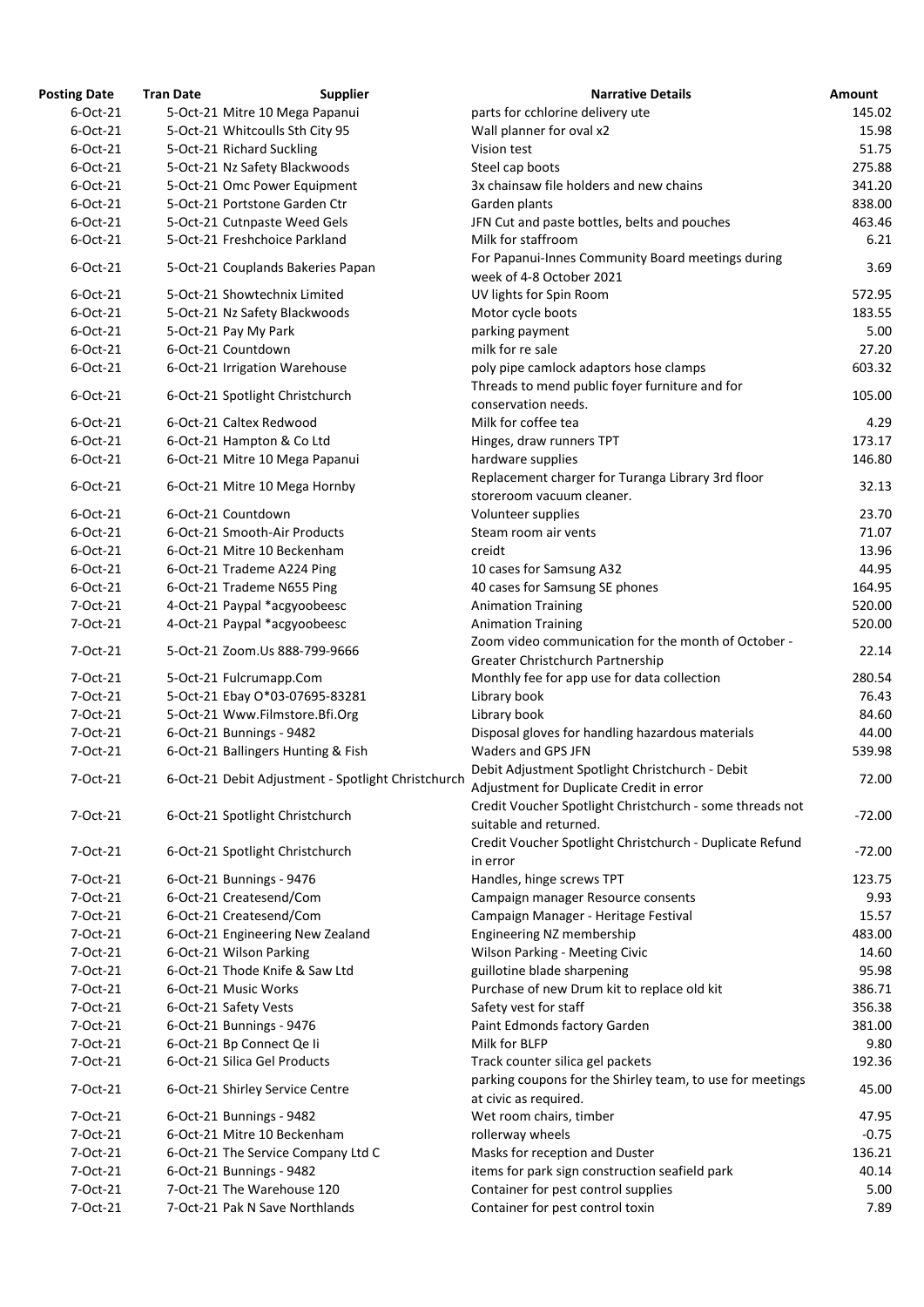| Posting Date | Tran Date | Supplier | Narrative Details | Amount |
|---|---|---|---|---|
| 6-Oct-21 | 5-Oct-21 | Mitre 10 Mega Papanui | parts for cchlorine delivery ute | 145.02 |
| 6-Oct-21 | 5-Oct-21 | Whitcoulls Sth City 95 | Wall planner for oval x2 | 15.98 |
| 6-Oct-21 | 5-Oct-21 | Richard Suckling | Vision test | 51.75 |
| 6-Oct-21 | 5-Oct-21 | Nz Safety Blackwoods | Steel cap boots | 275.88 |
| 6-Oct-21 | 5-Oct-21 | Omc Power Equipment | 3x chainsaw file holders and new chains | 341.20 |
| 6-Oct-21 | 5-Oct-21 | Portstone Garden Ctr | Garden plants | 838.00 |
| 6-Oct-21 | 5-Oct-21 | Cutnpaste Weed Gels | JFN Cut and paste bottles, belts and pouches | 463.46 |
| 6-Oct-21 | 5-Oct-21 | Freshchoice Parkland | Milk for staffroom | 6.21 |
| 6-Oct-21 | 5-Oct-21 | Couplands Bakeries Papan | For Papanui-Innes Community Board meetings during week of 4-8 October 2021 | 3.69 |
| 6-Oct-21 | 5-Oct-21 | Showtechnix Limited | UV lights for Spin Room | 572.95 |
| 6-Oct-21 | 5-Oct-21 | Nz Safety Blackwoods | Motor cycle boots | 183.55 |
| 6-Oct-21 | 5-Oct-21 | Pay My Park | parking payment | 5.00 |
| 6-Oct-21 | 6-Oct-21 | Countdown | milk for re sale | 27.20 |
| 6-Oct-21 | 6-Oct-21 | Irrigation Warehouse | poly pipe camlock adaptors hose clamps | 603.32 |
| 6-Oct-21 | 6-Oct-21 | Spotlight Christchurch | Threads to mend public foyer furniture and for conservation needs. | 105.00 |
| 6-Oct-21 | 6-Oct-21 | Caltex Redwood | Milk for coffee tea | 4.29 |
| 6-Oct-21 | 6-Oct-21 | Hampton & Co Ltd | Hinges, draw runners TPT | 173.17 |
| 6-Oct-21 | 6-Oct-21 | Mitre 10 Mega Papanui | hardware supplies | 146.80 |
| 6-Oct-21 | 6-Oct-21 | Mitre 10 Mega Hornby | Replacement charger for Turanga Library 3rd floor storeroom vacuum cleaner. | 32.13 |
| 6-Oct-21 | 6-Oct-21 | Countdown | Volunteer supplies | 23.70 |
| 6-Oct-21 | 6-Oct-21 | Smooth-Air Products | Steam room air vents | 71.07 |
| 6-Oct-21 | 6-Oct-21 | Mitre 10 Beckenham | creidt | 13.96 |
| 6-Oct-21 | 6-Oct-21 | Trademe A224 Ping | 10 cases for Samsung A32 | 44.95 |
| 6-Oct-21 | 6-Oct-21 | Trademe N655 Ping | 40 cases for Samsung SE phones | 164.95 |
| 7-Oct-21 | 4-Oct-21 | Paypal *acgyoobeesc | Animation Training | 520.00 |
| 7-Oct-21 | 4-Oct-21 | Paypal *acgyoobeesc | Animation Training | 520.00 |
| 7-Oct-21 | 5-Oct-21 | Zoom.Us 888-799-9666 | Zoom video communication for the month of October - Greater Christchurch Partnership | 22.14 |
| 7-Oct-21 | 5-Oct-21 | Fulcrumapp.Com | Monthly fee for app use for data collection | 280.54 |
| 7-Oct-21 | 5-Oct-21 | Ebay O*03-07695-83281 | Library book | 76.43 |
| 7-Oct-21 | 5-Oct-21 | Www.Filmstore.Bfi.Org | Library book | 84.60 |
| 7-Oct-21 | 6-Oct-21 | Bunnings - 9482 | Disposal gloves for handling hazardous materials | 44.00 |
| 7-Oct-21 | 6-Oct-21 | Ballingers Hunting & Fish | Waders and GPS JFN | 539.98 |
| 7-Oct-21 | 6-Oct-21 | Debit Adjustment - Spotlight Christchurch | Debit Adjustment Spotlight Christchurch - Debit Adjustment for Duplicate Credit in error | 72.00 |
| 7-Oct-21 | 6-Oct-21 | Spotlight Christchurch | Credit Voucher Spotlight Christchurch - some threads not suitable and returned. | -72.00 |
| 7-Oct-21 | 6-Oct-21 | Spotlight Christchurch | Credit Voucher Spotlight Christchurch - Duplicate Refund in error | -72.00 |
| 7-Oct-21 | 6-Oct-21 | Bunnings - 9476 | Handles, hinge screws TPT | 123.75 |
| 7-Oct-21 | 6-Oct-21 | Createsend/Com | Campaign manager Resource consents | 9.93 |
| 7-Oct-21 | 6-Oct-21 | Createsend/Com | Campaign Manager - Heritage Festival | 15.57 |
| 7-Oct-21 | 6-Oct-21 | Engineering New Zealand | Engineering NZ membership | 483.00 |
| 7-Oct-21 | 6-Oct-21 | Wilson Parking | Wilson Parking - Meeting Civic | 14.60 |
| 7-Oct-21 | 6-Oct-21 | Thode Knife & Saw Ltd | guillotine blade sharpening | 95.98 |
| 7-Oct-21 | 6-Oct-21 | Music Works | Purchase of new Drum kit to replace old kit | 386.71 |
| 7-Oct-21 | 6-Oct-21 | Safety Vests | Safety vest for staff | 356.38 |
| 7-Oct-21 | 6-Oct-21 | Bunnings - 9476 | Paint Edmonds factory Garden | 381.00 |
| 7-Oct-21 | 6-Oct-21 | Bp Connect Qe Ii | Milk for BLFP | 9.80 |
| 7-Oct-21 | 6-Oct-21 | Silica Gel Products | Track counter silica gel packets | 192.36 |
| 7-Oct-21 | 6-Oct-21 | Shirley Service Centre | parking coupons for the Shirley team, to use for meetings at civic as required. | 45.00 |
| 7-Oct-21 | 6-Oct-21 | Bunnings - 9482 | Wet room chairs, timber | 47.95 |
| 7-Oct-21 | 6-Oct-21 | Mitre 10 Beckenham | rollerway wheels | -0.75 |
| 7-Oct-21 | 6-Oct-21 | The Service Company Ltd C | Masks for reception and Duster | 136.21 |
| 7-Oct-21 | 6-Oct-21 | Bunnings - 9482 | items for park sign construction seafield park | 40.14 |
| 7-Oct-21 | 7-Oct-21 | The Warehouse 120 | Container for pest control supplies | 5.00 |
| 7-Oct-21 | 7-Oct-21 | Pak N Save Northlands | Container for pest control toxin | 7.89 |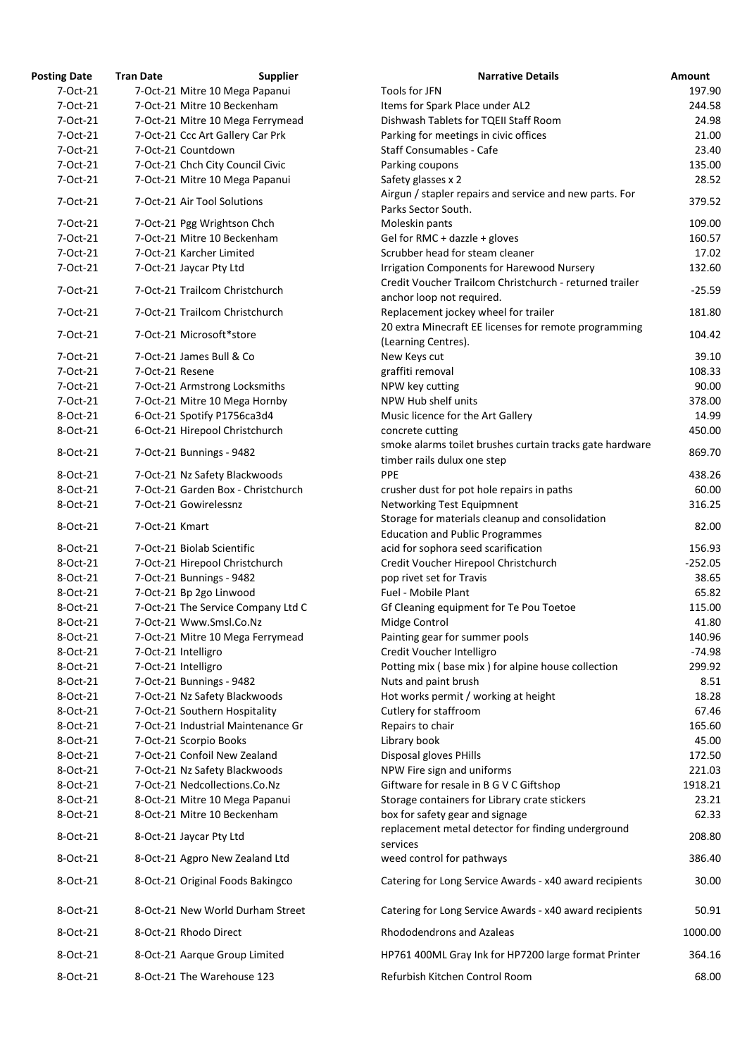| Posting Date | Tran Date | Supplier | Narrative Details | Amount |
|---|---|---|---|---|
| 7-Oct-21 | 7-Oct-21 | Mitre 10 Mega Papanui | Tools for JFN | 197.90 |
| 7-Oct-21 | 7-Oct-21 | Mitre 10 Beckenham | Items for Spark Place under AL2 | 244.58 |
| 7-Oct-21 | 7-Oct-21 | Mitre 10 Mega Ferrymead | Dishwash Tablets for TQEII Staff Room | 24.98 |
| 7-Oct-21 | 7-Oct-21 | Ccc Art Gallery Car Prk | Parking for meetings in civic offices | 21.00 |
| 7-Oct-21 | 7-Oct-21 | Countdown | Staff Consumables - Cafe | 23.40 |
| 7-Oct-21 | 7-Oct-21 | Chch City Council Civic | Parking coupons | 135.00 |
| 7-Oct-21 | 7-Oct-21 | Mitre 10 Mega Papanui | Safety glasses x 2 | 28.52 |
| 7-Oct-21 | 7-Oct-21 | Air Tool Solutions | Airgun / stapler repairs and service and new parts. For Parks Sector South. | 379.52 |
| 7-Oct-21 | 7-Oct-21 | Pgg Wrightson Chch | Moleskin pants | 109.00 |
| 7-Oct-21 | 7-Oct-21 | Mitre 10 Beckenham | Gel for RMC + dazzle + gloves | 160.57 |
| 7-Oct-21 | 7-Oct-21 | Karcher Limited | Scrubber head for steam cleaner | 17.02 |
| 7-Oct-21 | 7-Oct-21 | Jaycar Pty Ltd | Irrigation Components for Harewood Nursery | 132.60 |
| 7-Oct-21 | 7-Oct-21 | Trailcom Christchurch | Credit Voucher Trailcom Christchurch - returned trailer anchor loop not required. | -25.59 |
| 7-Oct-21 | 7-Oct-21 | Trailcom Christchurch | Replacement jockey wheel for trailer | 181.80 |
| 7-Oct-21 | 7-Oct-21 | Microsoft*store | 20 extra Minecraft EE licenses for remote programming (Learning Centres). | 104.42 |
| 7-Oct-21 | 7-Oct-21 | James Bull & Co | New Keys cut | 39.10 |
| 7-Oct-21 | 7-Oct-21 | Resene | graffiti removal | 108.33 |
| 7-Oct-21 | 7-Oct-21 | Armstrong Locksmiths | NPW key cutting | 90.00 |
| 7-Oct-21 | 7-Oct-21 | Mitre 10 Mega Hornby | NPW Hub shelf units | 378.00 |
| 8-Oct-21 | 6-Oct-21 | Spotify P1756ca3d4 | Music licence for the Art Gallery | 14.99 |
| 8-Oct-21 | 6-Oct-21 | Hirepool Christchurch | concrete cutting | 450.00 |
| 8-Oct-21 | 7-Oct-21 | Bunnings - 9482 | smoke alarms toilet brushes curtain tracks gate hardware timber rails dulux one step | 869.70 |
| 8-Oct-21 | 7-Oct-21 | Nz Safety Blackwoods | PPE | 438.26 |
| 8-Oct-21 | 7-Oct-21 | Garden Box - Christchurch | crusher dust for pot hole repairs in paths | 60.00 |
| 8-Oct-21 | 7-Oct-21 | Gowirelessnz | Networking Test Equipmnent | 316.25 |
| 8-Oct-21 | 7-Oct-21 | Kmart | Storage for materials cleanup and consolidation Education and Public Programmes | 82.00 |
| 8-Oct-21 | 7-Oct-21 | Biolab Scientific | acid for sophora seed scarification | 156.93 |
| 8-Oct-21 | 7-Oct-21 | Hirepool Christchurch | Credit Voucher Hirepool Christchurch | -252.05 |
| 8-Oct-21 | 7-Oct-21 | Bunnings - 9482 | pop rivet set for Travis | 38.65 |
| 8-Oct-21 | 7-Oct-21 | Bp 2go Linwood | Fuel - Mobile Plant | 65.82 |
| 8-Oct-21 | 7-Oct-21 | The Service Company Ltd C | Gf Cleaning equipment for Te Pou Toetoe | 115.00 |
| 8-Oct-21 | 7-Oct-21 | Www.Smsl.Co.Nz | Midge Control | 41.80 |
| 8-Oct-21 | 7-Oct-21 | Mitre 10 Mega Ferrymead | Painting gear for summer pools | 140.96 |
| 8-Oct-21 | 7-Oct-21 | Intelligro | Credit Voucher Intelligro | -74.98 |
| 8-Oct-21 | 7-Oct-21 | Intelligro | Potting mix ( base mix ) for alpine house collection | 299.92 |
| 8-Oct-21 | 7-Oct-21 | Bunnings - 9482 | Nuts and paint brush | 8.51 |
| 8-Oct-21 | 7-Oct-21 | Nz Safety Blackwoods | Hot works permit / working at height | 18.28 |
| 8-Oct-21 | 7-Oct-21 | Southern Hospitality | Cutlery for staffroom | 67.46 |
| 8-Oct-21 | 7-Oct-21 | Industrial Maintenance Gr | Repairs to chair | 165.60 |
| 8-Oct-21 | 7-Oct-21 | Scorpio Books | Library book | 45.00 |
| 8-Oct-21 | 7-Oct-21 | Confoil New Zealand | Disposal gloves PHills | 172.50 |
| 8-Oct-21 | 7-Oct-21 | Nz Safety Blackwoods | NPW Fire sign and uniforms | 221.03 |
| 8-Oct-21 | 7-Oct-21 | Nedcollections.Co.Nz | Giftware for resale in B G V C Giftshop | 1918.21 |
| 8-Oct-21 | 8-Oct-21 | Mitre 10 Mega Papanui | Storage containers for Library crate stickers | 23.21 |
| 8-Oct-21 | 8-Oct-21 | Mitre 10 Beckenham | box for safety gear and signage | 62.33 |
| 8-Oct-21 | 8-Oct-21 | Jaycar Pty Ltd | replacement metal detector for finding underground services | 208.80 |
| 8-Oct-21 | 8-Oct-21 | Agpro New Zealand Ltd | weed control for pathways | 386.40 |
| 8-Oct-21 | 8-Oct-21 | Original Foods Bakingco | Catering for Long Service Awards - x40 award recipients | 30.00 |
| 8-Oct-21 | 8-Oct-21 | New World Durham Street | Catering for Long Service Awards - x40 award recipients | 50.91 |
| 8-Oct-21 | 8-Oct-21 | Rhodo Direct | Rhododendrons and Azaleas | 1000.00 |
| 8-Oct-21 | 8-Oct-21 | Aarque Group Limited | HP761 400ML Gray Ink for HP7200 large format Printer | 364.16 |
| 8-Oct-21 | 8-Oct-21 | The Warehouse 123 | Refurbish Kitchen Control Room | 68.00 |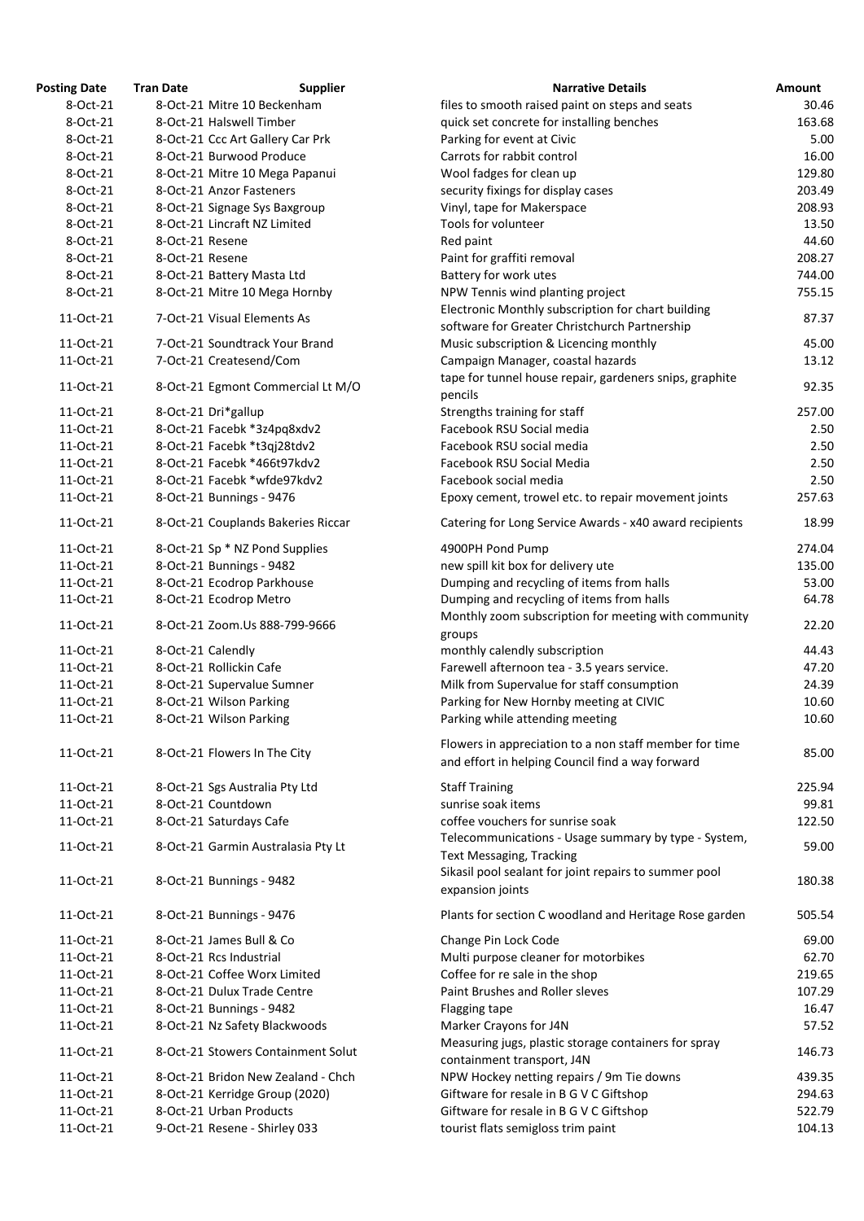| Posting Date | Tran Date | Supplier | Narrative Details | Amount |
|---|---|---|---|---|
| 8-Oct-21 | 8-Oct-21 | Mitre 10 Beckenham | files to smooth raised paint on steps and seats | 30.46 |
| 8-Oct-21 | 8-Oct-21 | Halswell Timber | quick set concrete for installing benches | 163.68 |
| 8-Oct-21 | 8-Oct-21 | Ccc Art Gallery Car Prk | Parking for event at Civic | 5.00 |
| 8-Oct-21 | 8-Oct-21 | Burwood Produce | Carrots for rabbit control | 16.00 |
| 8-Oct-21 | 8-Oct-21 | Mitre 10 Mega Papanui | Wool fadges for clean up | 129.80 |
| 8-Oct-21 | 8-Oct-21 | Anzor Fasteners | security fixings for display cases | 203.49 |
| 8-Oct-21 | 8-Oct-21 | Signage Sys Baxgroup | Vinyl, tape for Makerspace | 208.93 |
| 8-Oct-21 | 8-Oct-21 | Lincraft NZ Limited | Tools for volunteer | 13.50 |
| 8-Oct-21 | 8-Oct-21 | Resene | Red paint | 44.60 |
| 8-Oct-21 | 8-Oct-21 | Resene | Paint for graffiti removal | 208.27 |
| 8-Oct-21 | 8-Oct-21 | Battery Masta Ltd | Battery for work utes | 744.00 |
| 8-Oct-21 | 8-Oct-21 | Mitre 10 Mega Hornby | NPW Tennis wind planting project | 755.15 |
| 11-Oct-21 | 7-Oct-21 | Visual Elements As | Electronic Monthly subscription for chart building software for Greater Christchurch Partnership | 87.37 |
| 11-Oct-21 | 7-Oct-21 | Soundtrack Your Brand | Music subscription & Licencing monthly | 45.00 |
| 11-Oct-21 | 7-Oct-21 | Createsend/Com | Campaign Manager, coastal hazards | 13.12 |
| 11-Oct-21 | 8-Oct-21 | Egmont Commercial Lt M/O | tape for tunnel house repair, gardeners snips, graphite pencils | 92.35 |
| 11-Oct-21 | 8-Oct-21 | Dri*gallup | Strengths training for staff | 257.00 |
| 11-Oct-21 | 8-Oct-21 | Facebk *3z4pq8xdv2 | Facebook RSU Social media | 2.50 |
| 11-Oct-21 | 8-Oct-21 | Facebk *t3qj28tdv2 | Facebook RSU social media | 2.50 |
| 11-Oct-21 | 8-Oct-21 | Facebk *466t97kdv2 | Facebook RSU Social Media | 2.50 |
| 11-Oct-21 | 8-Oct-21 | Facebk *wfde97kdv2 | Facebook social media | 2.50 |
| 11-Oct-21 | 8-Oct-21 | Bunnings - 9476 | Epoxy cement, trowel etc. to repair movement joints | 257.63 |
| 11-Oct-21 | 8-Oct-21 | Couplands Bakeries Riccar | Catering for Long Service Awards - x40 award recipients | 18.99 |
| 11-Oct-21 | 8-Oct-21 | Sp * NZ Pond Supplies | 4900PH Pond Pump | 274.04 |
| 11-Oct-21 | 8-Oct-21 | Bunnings - 9482 | new spill kit box for delivery ute | 135.00 |
| 11-Oct-21 | 8-Oct-21 | Ecodrop Parkhouse | Dumping and recycling of items from halls | 53.00 |
| 11-Oct-21 | 8-Oct-21 | Ecodrop Metro | Dumping and recycling of items from halls | 64.78 |
| 11-Oct-21 | 8-Oct-21 | Zoom.Us 888-799-9666 | Monthly zoom subscription for meeting with community groups | 22.20 |
| 11-Oct-21 | 8-Oct-21 | Calendly | monthly calendly subscription | 44.43 |
| 11-Oct-21 | 8-Oct-21 | Rollickin Cafe | Farewell afternoon tea - 3.5 years service. | 47.20 |
| 11-Oct-21 | 8-Oct-21 | Supervalue Sumner | Milk from Supervalue for staff consumption | 24.39 |
| 11-Oct-21 | 8-Oct-21 | Wilson Parking | Parking for New Hornby meeting at CIVIC | 10.60 |
| 11-Oct-21 | 8-Oct-21 | Wilson Parking | Parking while attending meeting | 10.60 |
| 11-Oct-21 | 8-Oct-21 | Flowers In The City | Flowers in appreciation to a non staff member for time and effort in helping Council find a way forward | 85.00 |
| 11-Oct-21 | 8-Oct-21 | Sgs Australia Pty Ltd | Staff Training | 225.94 |
| 11-Oct-21 | 8-Oct-21 | Countdown | sunrise soak items | 99.81 |
| 11-Oct-21 | 8-Oct-21 | Saturdays Cafe | coffee vouchers for sunrise soak | 122.50 |
| 11-Oct-21 | 8-Oct-21 | Garmin Australasia Pty Lt | Telecommunications - Usage summary by type - System, Text Messaging, Tracking | 59.00 |
| 11-Oct-21 | 8-Oct-21 | Bunnings - 9482 | Sikasil pool sealant for joint repairs to summer pool expansion joints | 180.38 |
| 11-Oct-21 | 8-Oct-21 | Bunnings - 9476 | Plants for section C woodland and Heritage Rose garden | 505.54 |
| 11-Oct-21 | 8-Oct-21 | James Bull & Co | Change Pin Lock Code | 69.00 |
| 11-Oct-21 | 8-Oct-21 | Rcs Industrial | Multi purpose cleaner for motorbikes | 62.70 |
| 11-Oct-21 | 8-Oct-21 | Coffee Worx Limited | Coffee for re sale in the shop | 219.65 |
| 11-Oct-21 | 8-Oct-21 | Dulux Trade Centre | Paint Brushes and Roller sleves | 107.29 |
| 11-Oct-21 | 8-Oct-21 | Bunnings - 9482 | Flagging tape | 16.47 |
| 11-Oct-21 | 8-Oct-21 | Nz Safety Blackwoods | Marker Crayons for J4N | 57.52 |
| 11-Oct-21 | 8-Oct-21 | Stowers Containment Solut | Measuring jugs, plastic storage containers for spray containment transport, J4N | 146.73 |
| 11-Oct-21 | 8-Oct-21 | Bridon New Zealand - Chch | NPW Hockey netting repairs / 9m Tie downs | 439.35 |
| 11-Oct-21 | 8-Oct-21 | Kerridge Group (2020) | Giftware for resale in B G V C Giftshop | 294.63 |
| 11-Oct-21 | 8-Oct-21 | Urban Products | Giftware for resale in B G V C Giftshop | 522.79 |
| 11-Oct-21 | 9-Oct-21 | Resene - Shirley 033 | tourist flats semigloss trim paint | 104.13 |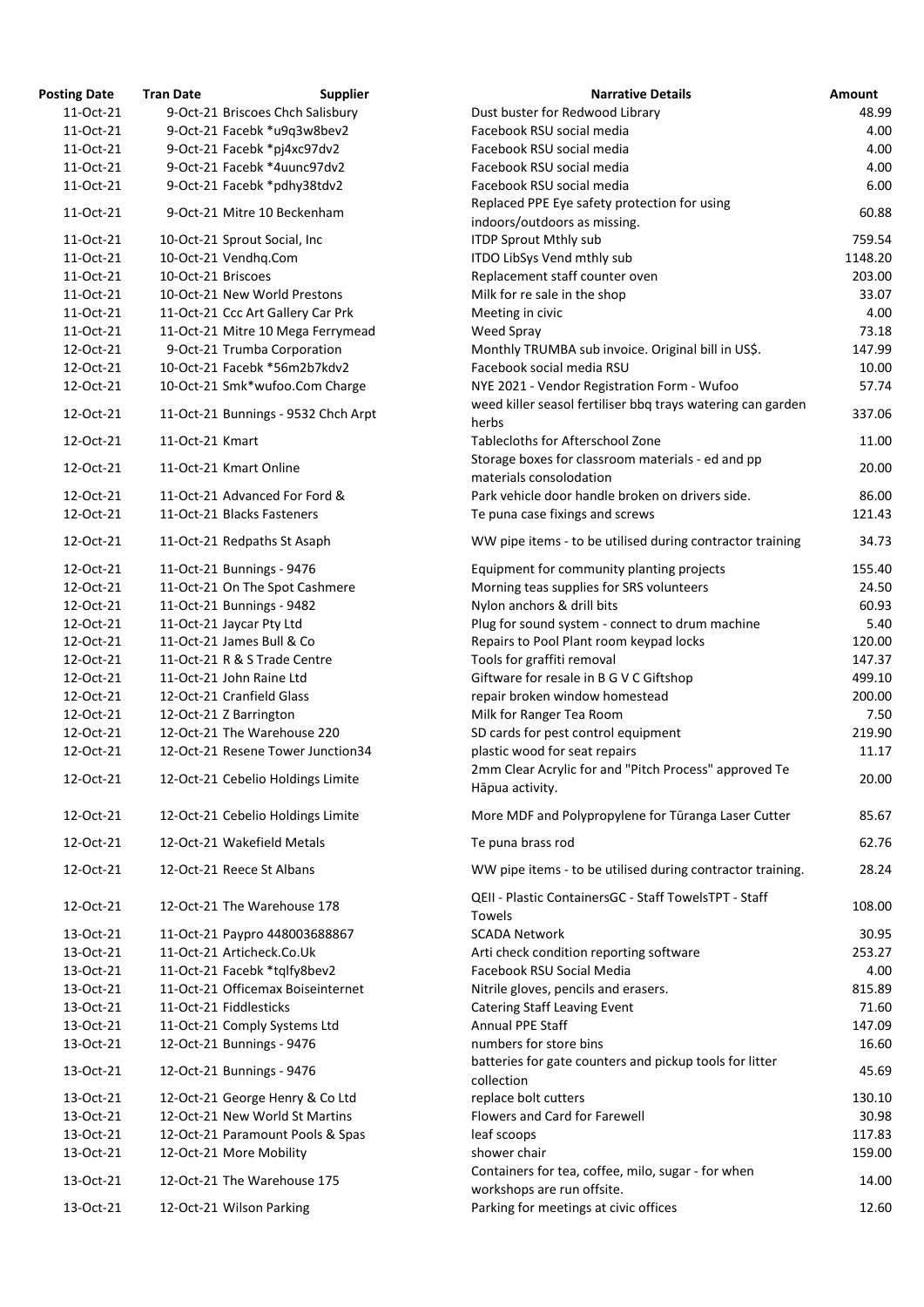| Posting Date | Tran Date | Supplier | Narrative Details | Amount |
|---|---|---|---|---|
| 11-Oct-21 | 9-Oct-21 | Briscoes Chch Salisbury | Dust buster for Redwood Library | 48.99 |
| 11-Oct-21 | 9-Oct-21 | Facebk *u9q3w8bev2 | Facebook RSU social media | 4.00 |
| 11-Oct-21 | 9-Oct-21 | Facebk *pj4xc97dv2 | Facebook RSU social media | 4.00 |
| 11-Oct-21 | 9-Oct-21 | Facebk *4uunc97dv2 | Facebook RSU social media | 4.00 |
| 11-Oct-21 | 9-Oct-21 | Facebk *pdhy38tdv2 | Facebook RSU social media | 6.00 |
| 11-Oct-21 | 9-Oct-21 | Mitre 10 Beckenham | Replaced PPE Eye safety protection for using indoors/outdoors as missing. | 60.88 |
| 11-Oct-21 | 10-Oct-21 | Sprout Social, Inc | ITDP Sprout Mthly sub | 759.54 |
| 11-Oct-21 | 10-Oct-21 | Vendhq.Com | ITDO LibSys Vend mthly sub | 1148.20 |
| 11-Oct-21 | 10-Oct-21 | Briscoes | Replacement staff counter oven | 203.00 |
| 11-Oct-21 | 10-Oct-21 | New World Prestons | Milk for re sale in the shop | 33.07 |
| 11-Oct-21 | 11-Oct-21 | Ccc Art Gallery Car Prk | Meeting in civic | 4.00 |
| 11-Oct-21 | 11-Oct-21 | Mitre 10 Mega Ferrymead | Weed Spray | 73.18 |
| 12-Oct-21 | 9-Oct-21 | Trumba Corporation | Monthly TRUMBA sub invoice. Original bill in US$. | 147.99 |
| 12-Oct-21 | 10-Oct-21 | Facebk *56m2b7kdv2 | Facebook social media RSU | 10.00 |
| 12-Oct-21 | 10-Oct-21 | Smk*wufoo.Com Charge | NYE 2021 - Vendor Registration Form - Wufoo | 57.74 |
| 12-Oct-21 | 11-Oct-21 | Bunnings - 9532 Chch Arpt | weed killer seasol fertiliser bbq trays watering can garden herbs | 337.06 |
| 12-Oct-21 | 11-Oct-21 | Kmart | Tablecloths for Afterschool Zone | 11.00 |
| 12-Oct-21 | 11-Oct-21 | Kmart Online | Storage boxes for classroom materials - ed and pp materials consolodation | 20.00 |
| 12-Oct-21 | 11-Oct-21 | Advanced For Ford & | Park vehicle door handle broken on drivers side. | 86.00 |
| 12-Oct-21 | 11-Oct-21 | Blacks Fasteners | Te puna case fixings and screws | 121.43 |
| 12-Oct-21 | 11-Oct-21 | Redpaths St Asaph | WW pipe items - to be utilised during contractor training | 34.73 |
| 12-Oct-21 | 11-Oct-21 | Bunnings - 9476 | Equipment for community planting projects | 155.40 |
| 12-Oct-21 | 11-Oct-21 | On The Spot Cashmere | Morning teas supplies for SRS volunteers | 24.50 |
| 12-Oct-21 | 11-Oct-21 | Bunnings - 9482 | Nylon anchors & drill bits | 60.93 |
| 12-Oct-21 | 11-Oct-21 | Jaycar Pty Ltd | Plug for sound system - connect to drum machine | 5.40 |
| 12-Oct-21 | 11-Oct-21 | James Bull & Co | Repairs to Pool Plant room keypad locks | 120.00 |
| 12-Oct-21 | 11-Oct-21 | R & S Trade Centre | Tools for graffiti removal | 147.37 |
| 12-Oct-21 | 11-Oct-21 | John Raine Ltd | Giftware for resale in B G V C Giftshop | 499.10 |
| 12-Oct-21 | 12-Oct-21 | Cranfield Glass | repair broken window homestead | 200.00 |
| 12-Oct-21 | 12-Oct-21 | Z Barrington | Milk for Ranger Tea Room | 7.50 |
| 12-Oct-21 | 12-Oct-21 | The Warehouse 220 | SD cards for pest control equipment | 219.90 |
| 12-Oct-21 | 12-Oct-21 | Resene Tower Junction34 | plastic wood for seat repairs | 11.17 |
| 12-Oct-21 | 12-Oct-21 | Cebelio Holdings Limite | 2mm Clear Acrylic for and "Pitch Process" approved Te Hāpua activity. | 20.00 |
| 12-Oct-21 | 12-Oct-21 | Cebelio Holdings Limite | More MDF and Polypropylene for Tūranga Laser Cutter | 85.67 |
| 12-Oct-21 | 12-Oct-21 | Wakefield Metals | Te puna brass rod | 62.76 |
| 12-Oct-21 | 12-Oct-21 | Reece St Albans | WW pipe items - to be utilised during contractor training. | 28.24 |
| 12-Oct-21 | 12-Oct-21 | The Warehouse 178 | QEII - Plastic ContainersGC - Staff TowelsTPT - Staff Towels | 108.00 |
| 13-Oct-21 | 11-Oct-21 | Paypro 448003688867 | SCADA Network | 30.95 |
| 13-Oct-21 | 11-Oct-21 | Articheck.Co.Uk | Arti check condition reporting software | 253.27 |
| 13-Oct-21 | 11-Oct-21 | Facebk *tqlfy8bev2 | Facebook RSU Social Media | 4.00 |
| 13-Oct-21 | 11-Oct-21 | Officemax Boiseinternet | Nitrile gloves, pencils and erasers. | 815.89 |
| 13-Oct-21 | 11-Oct-21 | Fiddlesticks | Catering Staff Leaving Event | 71.60 |
| 13-Oct-21 | 11-Oct-21 | Comply Systems Ltd | Annual PPE Staff | 147.09 |
| 13-Oct-21 | 12-Oct-21 | Bunnings - 9476 | numbers for store bins | 16.60 |
| 13-Oct-21 | 12-Oct-21 | Bunnings - 9476 | batteries for gate counters and pickup tools for litter collection | 45.69 |
| 13-Oct-21 | 12-Oct-21 | George Henry & Co Ltd | replace bolt cutters | 130.10 |
| 13-Oct-21 | 12-Oct-21 | New World St Martins | Flowers and Card for Farewell | 30.98 |
| 13-Oct-21 | 12-Oct-21 | Paramount Pools & Spas | leaf scoops | 117.83 |
| 13-Oct-21 | 12-Oct-21 | More Mobility | shower chair | 159.00 |
| 13-Oct-21 | 12-Oct-21 | The Warehouse 175 | Containers for tea, coffee, milo, sugar - for when workshops are run offsite. | 14.00 |
| 13-Oct-21 | 12-Oct-21 | Wilson Parking | Parking for meetings at civic offices | 12.60 |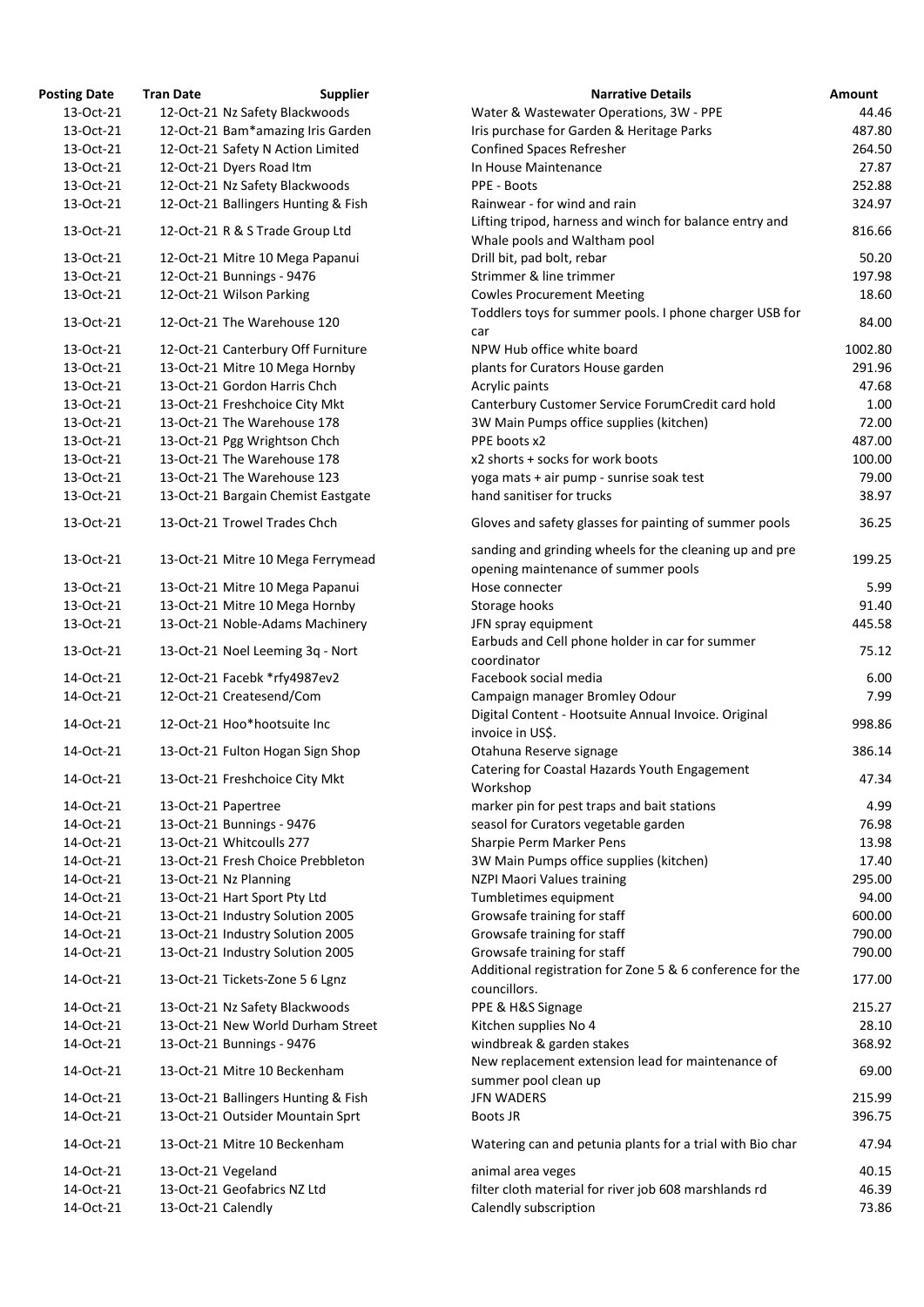| Posting Date | Tran Date | Supplier | Narrative Details | Amount |
|---|---|---|---|---|
| 13-Oct-21 | 12-Oct-21 | Nz Safety Blackwoods | Water & Wastewater Operations, 3W - PPE | 44.46 |
| 13-Oct-21 | 12-Oct-21 | Bam*amazing Iris Garden | Iris purchase for Garden & Heritage Parks | 487.80 |
| 13-Oct-21 | 12-Oct-21 | Safety N Action Limited | Confined Spaces Refresher | 264.50 |
| 13-Oct-21 | 12-Oct-21 | Dyers Road Itm | In House Maintenance | 27.87 |
| 13-Oct-21 | 12-Oct-21 | Nz Safety Blackwoods | PPE - Boots | 252.88 |
| 13-Oct-21 | 12-Oct-21 | Ballingers Hunting & Fish | Rainwear - for wind and rain | 324.97 |
| 13-Oct-21 | 12-Oct-21 | R & S Trade Group Ltd | Lifting tripod, harness and winch for balance entry and Whale pools and Waltham pool | 816.66 |
| 13-Oct-21 | 12-Oct-21 | Mitre 10 Mega Papanui | Drill bit, pad bolt, rebar | 50.20 |
| 13-Oct-21 | 12-Oct-21 | Bunnings - 9476 | Strimmer & line trimmer | 197.98 |
| 13-Oct-21 | 12-Oct-21 | Wilson Parking | Cowles Procurement Meeting | 18.60 |
| 13-Oct-21 | 12-Oct-21 | The Warehouse 120 | Toddlers toys for summer pools. I phone charger USB for car | 84.00 |
| 13-Oct-21 | 12-Oct-21 | Canterbury Off Furniture | NPW Hub office white board | 1002.80 |
| 13-Oct-21 | 13-Oct-21 | Mitre 10 Mega Hornby | plants for Curators House garden | 291.96 |
| 13-Oct-21 | 13-Oct-21 | Gordon Harris Chch | Acrylic paints | 47.68 |
| 13-Oct-21 | 13-Oct-21 | Freshchoice City Mkt | Canterbury Customer Service ForumCredit card hold | 1.00 |
| 13-Oct-21 | 13-Oct-21 | The Warehouse 178 | 3W Main Pumps office supplies (kitchen) | 72.00 |
| 13-Oct-21 | 13-Oct-21 | Pgg Wrightson Chch | PPE boots x2 | 487.00 |
| 13-Oct-21 | 13-Oct-21 | The Warehouse 178 | x2 shorts + socks for work boots | 100.00 |
| 13-Oct-21 | 13-Oct-21 | The Warehouse 123 | yoga mats + air pump - sunrise soak test | 79.00 |
| 13-Oct-21 | 13-Oct-21 | Bargain Chemist Eastgate | hand sanitiser for trucks | 38.97 |
| 13-Oct-21 | 13-Oct-21 | Trowel Trades Chch | Gloves and safety glasses for painting of summer pools | 36.25 |
| 13-Oct-21 | 13-Oct-21 | Mitre 10 Mega Ferrymead | sanding and grinding wheels for the cleaning up and pre opening maintenance of summer pools | 199.25 |
| 13-Oct-21 | 13-Oct-21 | Mitre 10 Mega Papanui | Hose connecter | 5.99 |
| 13-Oct-21 | 13-Oct-21 | Mitre 10 Mega Hornby | Storage hooks | 91.40 |
| 13-Oct-21 | 13-Oct-21 | Noble-Adams Machinery | JFN spray equipment | 445.58 |
| 13-Oct-21 | 13-Oct-21 | Noel Leeming 3q - Nort | Earbuds and Cell phone holder in car for summer coordinator | 75.12 |
| 14-Oct-21 | 12-Oct-21 | Facebk *rfy4987ev2 | Facebook social media | 6.00 |
| 14-Oct-21 | 12-Oct-21 | Createsend/Com | Campaign manager Bromley Odour | 7.99 |
| 14-Oct-21 | 12-Oct-21 | Hoo*hootsuite Inc | Digital Content - Hootsuite Annual Invoice. Original invoice in US$. | 998.86 |
| 14-Oct-21 | 13-Oct-21 | Fulton Hogan Sign Shop | Otahuna Reserve signage | 386.14 |
| 14-Oct-21 | 13-Oct-21 | Freshchoice City Mkt | Catering for Coastal Hazards Youth Engagement Workshop | 47.34 |
| 14-Oct-21 | 13-Oct-21 | Papertree | marker pin for pest traps and bait stations | 4.99 |
| 14-Oct-21 | 13-Oct-21 | Bunnings - 9476 | seasol for Curators vegetable garden | 76.98 |
| 14-Oct-21 | 13-Oct-21 | Whitcoulls 277 | Sharpie Perm Marker Pens | 13.98 |
| 14-Oct-21 | 13-Oct-21 | Fresh Choice Prebbleton | 3W Main Pumps office supplies (kitchen) | 17.40 |
| 14-Oct-21 | 13-Oct-21 | Nz Planning | NZPI Maori Values training | 295.00 |
| 14-Oct-21 | 13-Oct-21 | Hart Sport Pty Ltd | Tumbletimes equipment | 94.00 |
| 14-Oct-21 | 13-Oct-21 | Industry Solution 2005 | Growsafe training for staff | 600.00 |
| 14-Oct-21 | 13-Oct-21 | Industry Solution 2005 | Growsafe training for staff | 790.00 |
| 14-Oct-21 | 13-Oct-21 | Industry Solution 2005 | Growsafe training for staff | 790.00 |
| 14-Oct-21 | 13-Oct-21 | Tickets-Zone 5 6 Lgnz | Additional registration for Zone 5 & 6 conference for the councillors. | 177.00 |
| 14-Oct-21 | 13-Oct-21 | Nz Safety Blackwoods | PPE & H&S Signage | 215.27 |
| 14-Oct-21 | 13-Oct-21 | New World Durham Street | Kitchen supplies No 4 | 28.10 |
| 14-Oct-21 | 13-Oct-21 | Bunnings - 9476 | windbreak & garden stakes | 368.92 |
| 14-Oct-21 | 13-Oct-21 | Mitre 10 Beckenham | New replacement extension lead for maintenance of summer pool clean up | 69.00 |
| 14-Oct-21 | 13-Oct-21 | Ballingers Hunting & Fish | JFN WADERS | 215.99 |
| 14-Oct-21 | 13-Oct-21 | Outsider Mountain Sprt | Boots JR | 396.75 |
| 14-Oct-21 | 13-Oct-21 | Mitre 10 Beckenham | Watering can and petunia plants for a trial with Bio char | 47.94 |
| 14-Oct-21 | 13-Oct-21 | Vegeland | animal area veges | 40.15 |
| 14-Oct-21 | 13-Oct-21 | Geofabrics NZ Ltd | filter cloth material for river job 608 marshlands rd | 46.39 |
| 14-Oct-21 | 13-Oct-21 | Calendly | Calendly subscription | 73.86 |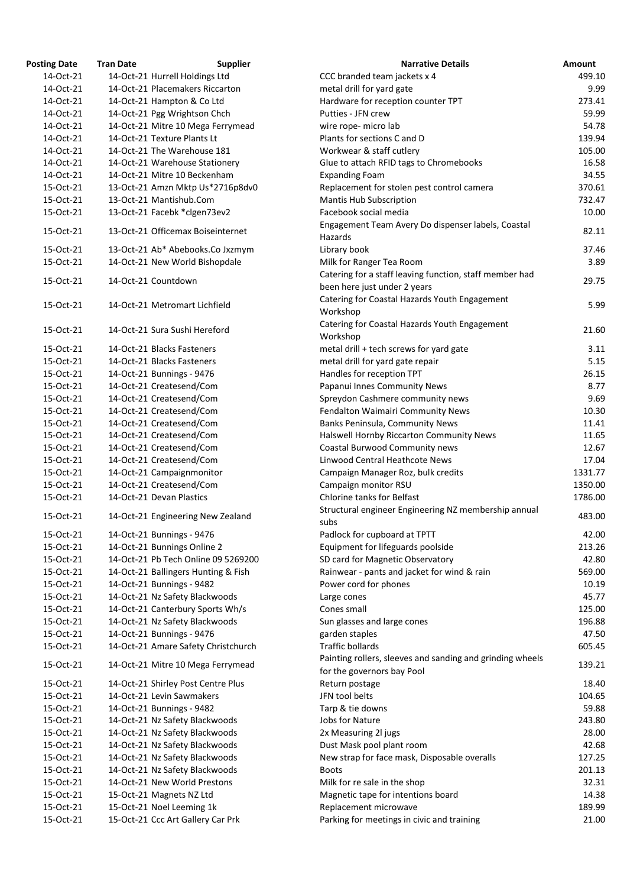| Posting Date | Tran Date | Supplier | Narrative Details | Amount |
|---|---|---|---|---|
| 14-Oct-21 | 14-Oct-21 | Hurrell Holdings Ltd | CCC branded team jackets x 4 | 499.10 |
| 14-Oct-21 | 14-Oct-21 | Placemakers Riccarton | metal drill for yard gate | 9.99 |
| 14-Oct-21 | 14-Oct-21 | Hampton & Co Ltd | Hardware for reception counter TPT | 273.41 |
| 14-Oct-21 | 14-Oct-21 | Pgg Wrightson Chch | Putties - JFN crew | 59.99 |
| 14-Oct-21 | 14-Oct-21 | Mitre 10 Mega Ferrymead | wire rope- micro lab | 54.78 |
| 14-Oct-21 | 14-Oct-21 | Texture Plants Lt | Plants for sections C and D | 139.94 |
| 14-Oct-21 | 14-Oct-21 | The Warehouse 181 | Workwear & staff cutlery | 105.00 |
| 14-Oct-21 | 14-Oct-21 | Warehouse Stationery | Glue to attach RFID tags to Chromebooks | 16.58 |
| 14-Oct-21 | 14-Oct-21 | Mitre 10 Beckenham | Expanding Foam | 34.55 |
| 15-Oct-21 | 13-Oct-21 | Amzn Mktp Us*2716p8dv0 | Replacement for stolen pest control camera | 370.61 |
| 15-Oct-21 | 13-Oct-21 | Mantishub.Com | Mantis Hub Subscription | 732.47 |
| 15-Oct-21 | 13-Oct-21 | Facebk *clgen73ev2 | Facebook social media | 10.00 |
| 15-Oct-21 | 13-Oct-21 | Officemax Boiseinternet | Engagement Team Avery Do dispenser labels, Coastal Hazards | 82.11 |
| 15-Oct-21 | 13-Oct-21 | Ab* Abebooks.Co Jxzmym | Library book | 37.46 |
| 15-Oct-21 | 14-Oct-21 | New World Bishopdale | Milk for Ranger Tea Room | 3.89 |
| 15-Oct-21 | 14-Oct-21 | Countdown | Catering for a staff leaving function, staff member had been here just under 2 years | 29.75 |
| 15-Oct-21 | 14-Oct-21 | Metromart Lichfield | Catering for Coastal Hazards Youth Engagement Workshop | 5.99 |
| 15-Oct-21 | 14-Oct-21 | Sura Sushi Hereford | Catering for Coastal Hazards Youth Engagement Workshop | 21.60 |
| 15-Oct-21 | 14-Oct-21 | Blacks Fasteners | metal drill + tech screws for yard gate | 3.11 |
| 15-Oct-21 | 14-Oct-21 | Blacks Fasteners | metal drill for yard gate repair | 5.15 |
| 15-Oct-21 | 14-Oct-21 | Bunnings - 9476 | Handles for reception TPT | 26.15 |
| 15-Oct-21 | 14-Oct-21 | Createsend/Com | Papanui Innes Community News | 8.77 |
| 15-Oct-21 | 14-Oct-21 | Createsend/Com | Spreydon Cashmere community news | 9.69 |
| 15-Oct-21 | 14-Oct-21 | Createsend/Com | Fendalton Waimairi Community News | 10.30 |
| 15-Oct-21 | 14-Oct-21 | Createsend/Com | Banks Peninsula, Community News | 11.41 |
| 15-Oct-21 | 14-Oct-21 | Createsend/Com | Halswell Hornby Riccarton Community News | 11.65 |
| 15-Oct-21 | 14-Oct-21 | Createsend/Com | Coastal Burwood Community news | 12.67 |
| 15-Oct-21 | 14-Oct-21 | Createsend/Com | Linwood Central Heathcote News | 17.04 |
| 15-Oct-21 | 14-Oct-21 | Campaignmonitor | Campaign Manager Roz, bulk credits | 1331.77 |
| 15-Oct-21 | 14-Oct-21 | Createsend/Com | Campaign monitor RSU | 1350.00 |
| 15-Oct-21 | 14-Oct-21 | Devan Plastics | Chlorine tanks for Belfast | 1786.00 |
| 15-Oct-21 | 14-Oct-21 | Engineering New Zealand | Structural engineer Engineering NZ membership annual subs | 483.00 |
| 15-Oct-21 | 14-Oct-21 | Bunnings - 9476 | Padlock for cupboard at TPTT | 42.00 |
| 15-Oct-21 | 14-Oct-21 | Bunnings Online 2 | Equipment for lifeguards poolside | 213.26 |
| 15-Oct-21 | 14-Oct-21 | Pb Tech Online 09 5269200 | SD card for Magnetic Observatory | 42.80 |
| 15-Oct-21 | 14-Oct-21 | Ballingers Hunting & Fish | Rainwear - pants and jacket for wind & rain | 569.00 |
| 15-Oct-21 | 14-Oct-21 | Bunnings - 9482 | Power cord for phones | 10.19 |
| 15-Oct-21 | 14-Oct-21 | Nz Safety Blackwoods | Large cones | 45.77 |
| 15-Oct-21 | 14-Oct-21 | Canterbury Sports Wh/s | Cones small | 125.00 |
| 15-Oct-21 | 14-Oct-21 | Nz Safety Blackwoods | Sun glasses and large cones | 196.88 |
| 15-Oct-21 | 14-Oct-21 | Bunnings - 9476 | garden staples | 47.50 |
| 15-Oct-21 | 14-Oct-21 | Amare Safety Christchurch | Traffic bollards | 605.45 |
| 15-Oct-21 | 14-Oct-21 | Mitre 10 Mega Ferrymead | Painting rollers, sleeves and sanding and grinding wheels for the governors bay Pool | 139.21 |
| 15-Oct-21 | 14-Oct-21 | Shirley Post Centre Plus | Return postage | 18.40 |
| 15-Oct-21 | 14-Oct-21 | Levin Sawmakers | JFN tool belts | 104.65 |
| 15-Oct-21 | 14-Oct-21 | Bunnings - 9482 | Tarp & tie downs | 59.88 |
| 15-Oct-21 | 14-Oct-21 | Nz Safety Blackwoods | Jobs for Nature | 243.80 |
| 15-Oct-21 | 14-Oct-21 | Nz Safety Blackwoods | 2x Measuring 2l jugs | 28.00 |
| 15-Oct-21 | 14-Oct-21 | Nz Safety Blackwoods | Dust Mask pool plant room | 42.68 |
| 15-Oct-21 | 14-Oct-21 | Nz Safety Blackwoods | New strap for face mask, Disposable overalls | 127.25 |
| 15-Oct-21 | 14-Oct-21 | Nz Safety Blackwoods | Boots | 201.13 |
| 15-Oct-21 | 14-Oct-21 | New World Prestons | Milk for re sale in the shop | 32.31 |
| 15-Oct-21 | 15-Oct-21 | Magnets NZ Ltd | Magnetic tape for intentions board | 14.38 |
| 15-Oct-21 | 15-Oct-21 | Noel Leeming 1k | Replacement microwave | 189.99 |
| 15-Oct-21 | 15-Oct-21 | Ccc Art Gallery Car Prk | Parking for meetings in civic and training | 21.00 |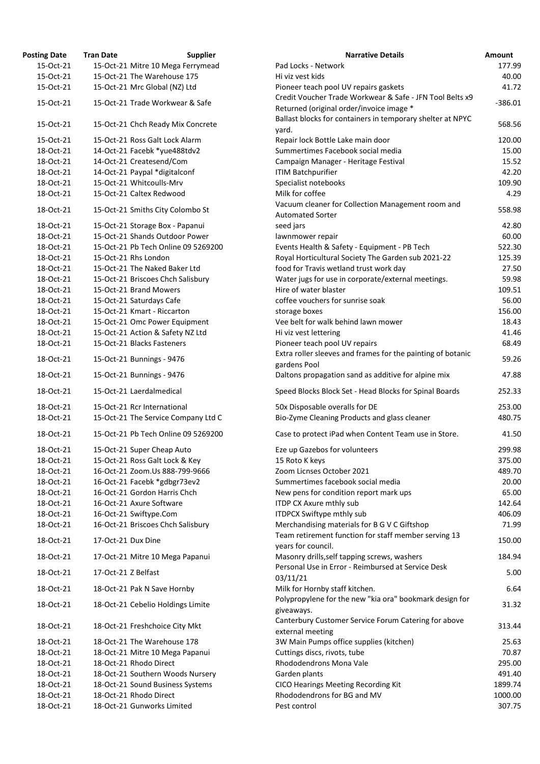| Posting Date | Tran Date | Supplier | Narrative Details | Amount |
|---|---|---|---|---|
| 15-Oct-21 | 15-Oct-21 | Mitre 10 Mega Ferrymead | Pad Locks - Network | 177.99 |
| 15-Oct-21 | 15-Oct-21 | The Warehouse 175 | Hi viz vest kids | 40.00 |
| 15-Oct-21 | 15-Oct-21 | Mrc Global (NZ) Ltd | Pioneer teach pool UV repairs gaskets | 41.72 |
| 15-Oct-21 | 15-Oct-21 | Trade Workwear & Safe | Credit Voucher Trade Workwear & Safe - JFN Tool Belts x9 Returned (original order/invoice image * | -386.01 |
| 15-Oct-21 | 15-Oct-21 | Chch Ready Mix Concrete | Ballast blocks for containers in temporary shelter at NPYC yard. | 568.56 |
| 15-Oct-21 | 15-Oct-21 | Ross Galt Lock Alarm | Repair lock Bottle Lake main door | 120.00 |
| 18-Oct-21 | 14-Oct-21 | Facebk *yue488tdv2 | Summertimes Facebook social media | 15.00 |
| 18-Oct-21 | 14-Oct-21 | Createsend/Com | Campaign Manager - Heritage Festival | 15.52 |
| 18-Oct-21 | 14-Oct-21 | Paypal *digitalconf | ITIM Batchpurifier | 42.20 |
| 18-Oct-21 | 15-Oct-21 | Whitcoulls-Mrv | Specialist notebooks | 109.90 |
| 18-Oct-21 | 15-Oct-21 | Caltex Redwood | Milk for coffee | 4.29 |
| 18-Oct-21 | 15-Oct-21 | Smiths City Colombo St | Vacuum cleaner for Collection Management room and Automated Sorter | 558.98 |
| 18-Oct-21 | 15-Oct-21 | Storage Box - Papanui | seed jars | 42.80 |
| 18-Oct-21 | 15-Oct-21 | Shands Outdoor Power | lawnmower repair | 60.00 |
| 18-Oct-21 | 15-Oct-21 | Pb Tech Online 09 5269200 | Events Health & Safety - Equipment - PB Tech | 522.30 |
| 18-Oct-21 | 15-Oct-21 | Rhs London | Royal Horticultural Society The Garden sub 2021-22 | 125.39 |
| 18-Oct-21 | 15-Oct-21 | The Naked Baker Ltd | food for Travis wetland trust work day | 27.50 |
| 18-Oct-21 | 15-Oct-21 | Briscoes Chch Salisbury | Water jugs for use in corporate/external meetings. | 59.98 |
| 18-Oct-21 | 15-Oct-21 | Brand Mowers | Hire of water blaster | 109.51 |
| 18-Oct-21 | 15-Oct-21 | Saturdays Cafe | coffee vouchers for sunrise soak | 56.00 |
| 18-Oct-21 | 15-Oct-21 | Kmart - Riccarton | storage boxes | 156.00 |
| 18-Oct-21 | 15-Oct-21 | Omc Power Equipment | Vee belt for walk behind lawn mower | 18.43 |
| 18-Oct-21 | 15-Oct-21 | Action & Safety NZ Ltd | Hi viz vest lettering | 41.46 |
| 18-Oct-21 | 15-Oct-21 | Blacks Fasteners | Pioneer teach pool UV repairs | 68.49 |
| 18-Oct-21 | 15-Oct-21 | Bunnings - 9476 | Extra roller sleeves and frames for the painting of botanic gardens Pool | 59.26 |
| 18-Oct-21 | 15-Oct-21 | Bunnings - 9476 | Daltons propagation sand as additive for alpine mix | 47.88 |
| 18-Oct-21 | 15-Oct-21 | Laerdalmedical | Speed Blocks Block Set - Head Blocks for Spinal Boards | 252.33 |
| 18-Oct-21 | 15-Oct-21 | Rcr International | 50x Disposable overalls for DE | 253.00 |
| 18-Oct-21 | 15-Oct-21 | The Service Company Ltd C | Bio-Zyme Cleaning Products and glass cleaner | 480.75 |
| 18-Oct-21 | 15-Oct-21 | Pb Tech Online 09 5269200 | Case to protect iPad when Content Team use in Store. | 41.50 |
| 18-Oct-21 | 15-Oct-21 | Super Cheap Auto | Eze up Gazebos for volunteers | 299.98 |
| 18-Oct-21 | 15-Oct-21 | Ross Galt Lock & Key | 15 Roto K keys | 375.00 |
| 18-Oct-21 | 16-Oct-21 | Zoom.Us 888-799-9666 | Zoom Licnses October 2021 | 489.70 |
| 18-Oct-21 | 16-Oct-21 | Facebk *gdbgr73ev2 | Summertimes facebook social media | 20.00 |
| 18-Oct-21 | 16-Oct-21 | Gordon Harris Chch | New pens for condition report mark ups | 65.00 |
| 18-Oct-21 | 16-Oct-21 | Axure Software | ITDP CX Axure mthly sub | 142.64 |
| 18-Oct-21 | 16-Oct-21 | Swiftype.Com | ITDPCX Swiftype mthly sub | 406.09 |
| 18-Oct-21 | 16-Oct-21 | Briscoes Chch Salisbury | Merchandising materials for B G V C Giftshop | 71.99 |
| 18-Oct-21 | 17-Oct-21 | Dux Dine | Team retirement function for staff member serving 13 years for council. | 150.00 |
| 18-Oct-21 | 17-Oct-21 | Mitre 10 Mega Papanui | Masonry drills,self tapping screws, washers | 184.94 |
| 18-Oct-21 | 17-Oct-21 | Z Belfast | Personal Use in Error - Reimbursed at Service Desk 03/11/21 | 5.00 |
| 18-Oct-21 | 18-Oct-21 | Pak N Save Hornby | Milk for Hornby staff kitchen. | 6.64 |
| 18-Oct-21 | 18-Oct-21 | Cebelio Holdings Limite | Polypropylene for the new "kia ora" bookmark design for giveaways. | 31.32 |
| 18-Oct-21 | 18-Oct-21 | Freshchoice City Mkt | Canterbury Customer Service Forum Catering for above external meeting | 313.44 |
| 18-Oct-21 | 18-Oct-21 | The Warehouse 178 | 3W Main Pumps office supplies (kitchen) | 25.63 |
| 18-Oct-21 | 18-Oct-21 | Mitre 10 Mega Papanui | Cuttings discs, rivots, tube | 70.87 |
| 18-Oct-21 | 18-Oct-21 | Rhodo Direct | Rhododendrons Mona Vale | 295.00 |
| 18-Oct-21 | 18-Oct-21 | Southern Woods Nursery | Garden plants | 491.40 |
| 18-Oct-21 | 18-Oct-21 | Sound Business Systems | CICO Hearings Meeting Recording Kit | 1899.74 |
| 18-Oct-21 | 18-Oct-21 | Rhodo Direct | Rhododendrons for BG and MV | 1000.00 |
| 18-Oct-21 | 18-Oct-21 | Gunworks Limited | Pest control | 307.75 |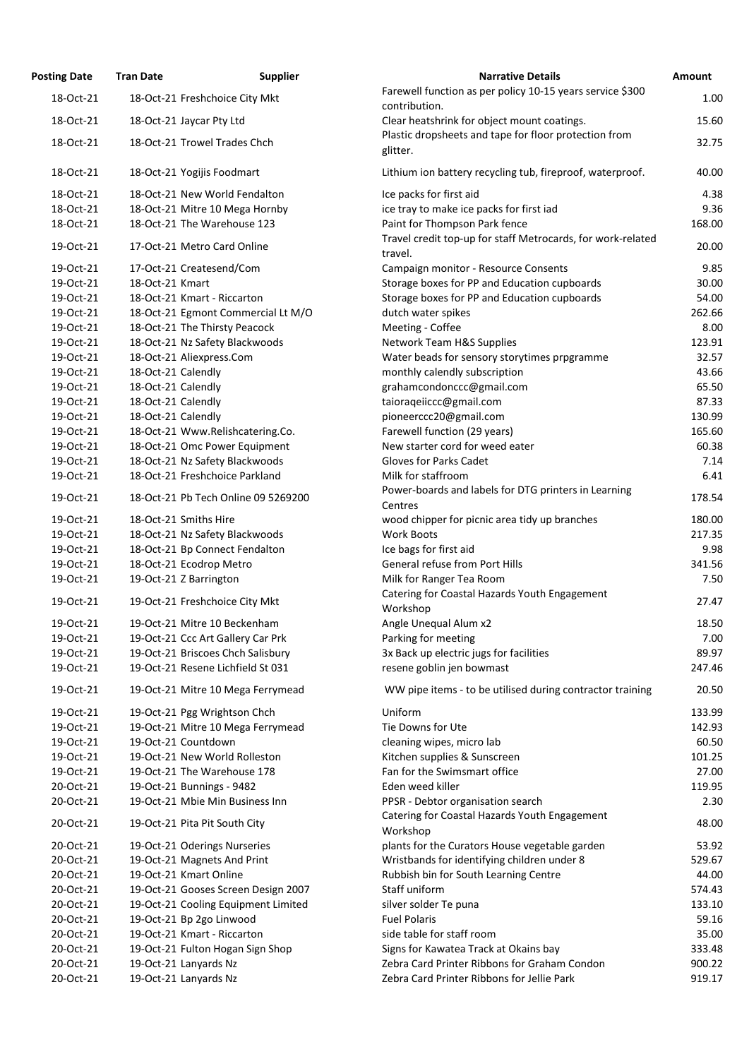| Posting Date | Tran Date | Supplier | Narrative Details | Amount |
|---|---|---|---|---|
| 18-Oct-21 | 18-Oct-21 | Freshchoice City Mkt | Farewell function as per policy 10-15 years service $300 contribution. | 1.00 |
| 18-Oct-21 | 18-Oct-21 | Jaycar Pty Ltd | Clear heatshrink for object mount coatings. | 15.60 |
| 18-Oct-21 | 18-Oct-21 | Trowel Trades Chch | Plastic dropsheets and tape for floor protection from glitter. | 32.75 |
| 18-Oct-21 | 18-Oct-21 | Yogijis Foodmart | Lithium ion battery recycling tub, fireproof, waterproof. | 40.00 |
| 18-Oct-21 | 18-Oct-21 | New World Fendalton | Ice packs for first aid | 4.38 |
| 18-Oct-21 | 18-Oct-21 | Mitre 10 Mega Hornby | ice tray to make ice packs for first iad | 9.36 |
| 18-Oct-21 | 18-Oct-21 | The Warehouse 123 | Paint for Thompson Park fence | 168.00 |
| 19-Oct-21 | 17-Oct-21 | Metro Card Online | Travel credit top-up for staff Metrocards, for work-related travel. | 20.00 |
| 19-Oct-21 | 17-Oct-21 | Createsend/Com | Campaign monitor - Resource Consents | 9.85 |
| 19-Oct-21 | 18-Oct-21 | Kmart | Storage boxes for PP and Education cupboards | 30.00 |
| 19-Oct-21 | 18-Oct-21 | Kmart - Riccarton | Storage boxes for PP and Education cupboards | 54.00 |
| 19-Oct-21 | 18-Oct-21 | Egmont Commercial Lt M/O | dutch water spikes | 262.66 |
| 19-Oct-21 | 18-Oct-21 | The Thirsty Peacock | Meeting - Coffee | 8.00 |
| 19-Oct-21 | 18-Oct-21 | Nz Safety Blackwoods | Network Team H&S Supplies | 123.91 |
| 19-Oct-21 | 18-Oct-21 | Aliexpress.Com | Water beads for sensory storytimes prpgramme | 32.57 |
| 19-Oct-21 | 18-Oct-21 | Calendly | monthly calendly subscription | 43.66 |
| 19-Oct-21 | 18-Oct-21 | Calendly | grahamcondonccc@gmail.com | 65.50 |
| 19-Oct-21 | 18-Oct-21 | Calendly | taioraqeiiccc@gmail.com | 87.33 |
| 19-Oct-21 | 18-Oct-21 | Calendly | pioneerccc20@gmail.com | 130.99 |
| 19-Oct-21 | 18-Oct-21 | Www.Relishcatering.Co. | Farewell function (29 years) | 165.60 |
| 19-Oct-21 | 18-Oct-21 | Omc Power Equipment | New starter cord for weed eater | 60.38 |
| 19-Oct-21 | 18-Oct-21 | Nz Safety Blackwoods | Gloves for Parks Cadet | 7.14 |
| 19-Oct-21 | 18-Oct-21 | Freshchoice Parkland | Milk for staffroom | 6.41 |
| 19-Oct-21 | 18-Oct-21 | Pb Tech Online 09 5269200 | Power-boards and labels for DTG printers in Learning Centres | 178.54 |
| 19-Oct-21 | 18-Oct-21 | Smiths Hire | wood chipper for picnic area tidy up branches | 180.00 |
| 19-Oct-21 | 18-Oct-21 | Nz Safety Blackwoods | Work Boots | 217.35 |
| 19-Oct-21 | 18-Oct-21 | Bp Connect Fendalton | Ice bags for first aid | 9.98 |
| 19-Oct-21 | 18-Oct-21 | Ecodrop Metro | General refuse from Port Hills | 341.56 |
| 19-Oct-21 | 19-Oct-21 | Z Barrington | Milk for Ranger Tea Room | 7.50 |
| 19-Oct-21 | 19-Oct-21 | Freshchoice City Mkt | Catering for Coastal Hazards Youth Engagement Workshop | 27.47 |
| 19-Oct-21 | 19-Oct-21 | Mitre 10 Beckenham | Angle Unequal Alum x2 | 18.50 |
| 19-Oct-21 | 19-Oct-21 | Ccc Art Gallery Car Prk | Parking for meeting | 7.00 |
| 19-Oct-21 | 19-Oct-21 | Briscoes Chch Salisbury | 3x Back up electric jugs for facilities | 89.97 |
| 19-Oct-21 | 19-Oct-21 | Resene Lichfield St 031 | resene goblin jen bowmast | 247.46 |
| 19-Oct-21 | 19-Oct-21 | Mitre 10 Mega Ferrymead | WW pipe items - to be utilised during contractor training | 20.50 |
| 19-Oct-21 | 19-Oct-21 | Pgg Wrightson Chch | Uniform | 133.99 |
| 19-Oct-21 | 19-Oct-21 | Mitre 10 Mega Ferrymead | Tie Downs for Ute | 142.93 |
| 19-Oct-21 | 19-Oct-21 | Countdown | cleaning wipes, micro lab | 60.50 |
| 19-Oct-21 | 19-Oct-21 | New World Rolleston | Kitchen supplies & Sunscreen | 101.25 |
| 19-Oct-21 | 19-Oct-21 | The Warehouse 178 | Fan for the Swimsmart office | 27.00 |
| 20-Oct-21 | 19-Oct-21 | Bunnings - 9482 | Eden weed killer | 119.95 |
| 20-Oct-21 | 19-Oct-21 | Mbie Min Business Inn | PPSR - Debtor organisation search | 2.30 |
| 20-Oct-21 | 19-Oct-21 | Pita Pit South City | Catering for Coastal Hazards Youth Engagement Workshop | 48.00 |
| 20-Oct-21 | 19-Oct-21 | Oderings Nurseries | plants for the Curators House vegetable garden | 53.92 |
| 20-Oct-21 | 19-Oct-21 | Magnets And Print | Wristbands for identifying children under 8 | 529.67 |
| 20-Oct-21 | 19-Oct-21 | Kmart Online | Rubbish bin for South Learning Centre | 44.00 |
| 20-Oct-21 | 19-Oct-21 | Gooses Screen Design 2007 | Staff uniform | 574.43 |
| 20-Oct-21 | 19-Oct-21 | Cooling Equipment Limited | silver solder Te puna | 133.10 |
| 20-Oct-21 | 19-Oct-21 | Bp 2go Linwood | Fuel Polaris | 59.16 |
| 20-Oct-21 | 19-Oct-21 | Kmart - Riccarton | side table for staff room | 35.00 |
| 20-Oct-21 | 19-Oct-21 | Fulton Hogan Sign Shop | Signs for Kawatea Track at Okains bay | 333.48 |
| 20-Oct-21 | 19-Oct-21 | Lanyards Nz | Zebra Card Printer Ribbons for Graham Condon | 900.22 |
| 20-Oct-21 | 19-Oct-21 | Lanyards Nz | Zebra Card Printer Ribbons for Jellie Park | 919.17 |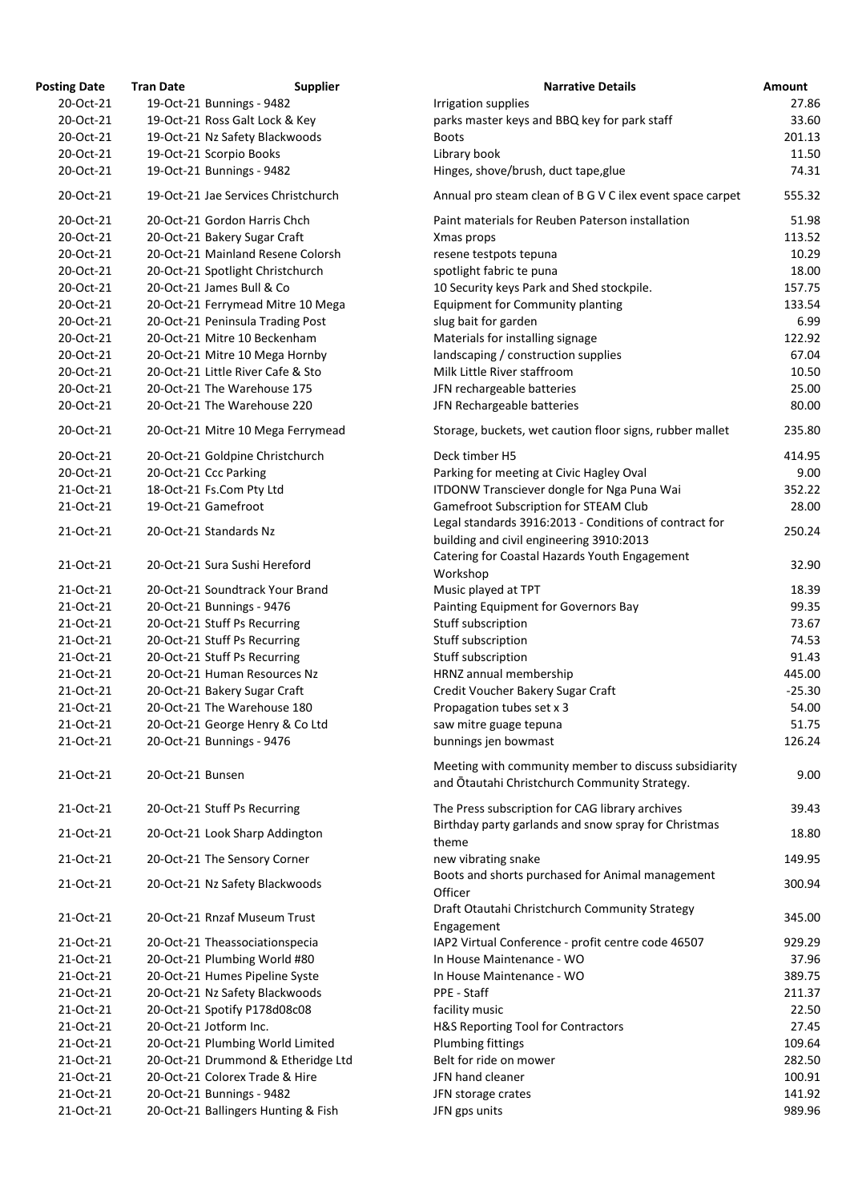| Posting Date | Tran Date | Supplier | Narrative Details | Amount |
|---|---|---|---|---|
| 20-Oct-21 | 19-Oct-21 | Bunnings - 9482 | Irrigation supplies | 27.86 |
| 20-Oct-21 | 19-Oct-21 | Ross Galt Lock & Key | parks master keys and BBQ key for park staff | 33.60 |
| 20-Oct-21 | 19-Oct-21 | Nz Safety Blackwoods | Boots | 201.13 |
| 20-Oct-21 | 19-Oct-21 | Scorpio Books | Library book | 11.50 |
| 20-Oct-21 | 19-Oct-21 | Bunnings - 9482 | Hinges, shove/brush, duct tape,glue | 74.31 |
| 20-Oct-21 | 19-Oct-21 | Jae Services Christchurch | Annual pro steam clean of B G V C ilex event space carpet | 555.32 |
| 20-Oct-21 | 20-Oct-21 | Gordon Harris Chch | Paint materials for Reuben Paterson installation | 51.98 |
| 20-Oct-21 | 20-Oct-21 | Bakery Sugar Craft | Xmas props | 113.52 |
| 20-Oct-21 | 20-Oct-21 | Mainland Resene Colorsh | resene testpots tepuna | 10.29 |
| 20-Oct-21 | 20-Oct-21 | Spotlight Christchurch | spotlight fabric te puna | 18.00 |
| 20-Oct-21 | 20-Oct-21 | James Bull & Co | 10 Security keys Park and Shed stockpile. | 157.75 |
| 20-Oct-21 | 20-Oct-21 | Ferrymead Mitre 10 Mega | Equipment for Community planting | 133.54 |
| 20-Oct-21 | 20-Oct-21 | Peninsula Trading Post | slug bait for garden | 6.99 |
| 20-Oct-21 | 20-Oct-21 | Mitre 10 Beckenham | Materials for installing signage | 122.92 |
| 20-Oct-21 | 20-Oct-21 | Mitre 10 Mega Hornby | landscaping / construction supplies | 67.04 |
| 20-Oct-21 | 20-Oct-21 | Little River Cafe & Sto | Milk Little River staffroom | 10.50 |
| 20-Oct-21 | 20-Oct-21 | The Warehouse 175 | JFN rechargeable batteries | 25.00 |
| 20-Oct-21 | 20-Oct-21 | The Warehouse 220 | JFN Rechargeable batteries | 80.00 |
| 20-Oct-21 | 20-Oct-21 | Mitre 10 Mega Ferrymead | Storage, buckets, wet caution floor signs, rubber mallet | 235.80 |
| 20-Oct-21 | 20-Oct-21 | Goldpine Christchurch | Deck timber H5 | 414.95 |
| 20-Oct-21 | 20-Oct-21 | Ccc Parking | Parking for meeting at Civic Hagley Oval | 9.00 |
| 21-Oct-21 | 18-Oct-21 | Fs.Com Pty Ltd | ITDONW Transciever dongle for Nga Puna Wai | 352.22 |
| 21-Oct-21 | 19-Oct-21 | Gamefroot | Gamefroot Subscription for STEAM Club | 28.00 |
| 21-Oct-21 | 20-Oct-21 | Standards Nz | Legal standards 3916:2013 - Conditions of contract for building and civil engineering 3910:2013 | 250.24 |
| 21-Oct-21 | 20-Oct-21 | Sura Sushi Hereford | Catering for Coastal Hazards Youth Engagement Workshop | 32.90 |
| 21-Oct-21 | 20-Oct-21 | Soundtrack Your Brand | Music played at TPT | 18.39 |
| 21-Oct-21 | 20-Oct-21 | Bunnings - 9476 | Painting Equipment for Governors Bay | 99.35 |
| 21-Oct-21 | 20-Oct-21 | Stuff Ps Recurring | Stuff subscription | 73.67 |
| 21-Oct-21 | 20-Oct-21 | Stuff Ps Recurring | Stuff subscription | 74.53 |
| 21-Oct-21 | 20-Oct-21 | Stuff Ps Recurring | Stuff subscription | 91.43 |
| 21-Oct-21 | 20-Oct-21 | Human Resources Nz | HRNZ annual membership | 445.00 |
| 21-Oct-21 | 20-Oct-21 | Bakery Sugar Craft | Credit Voucher Bakery Sugar Craft | -25.30 |
| 21-Oct-21 | 20-Oct-21 | The Warehouse 180 | Propagation tubes set x 3 | 54.00 |
| 21-Oct-21 | 20-Oct-21 | George Henry & Co Ltd | saw mitre guage tepuna | 51.75 |
| 21-Oct-21 | 20-Oct-21 | Bunnings - 9476 | bunnings jen bowmast | 126.24 |
| 21-Oct-21 | 20-Oct-21 | Bunsen | Meeting with community member to discuss subsidiarity and Ōtautahi Christchurch Community Strategy. | 9.00 |
| 21-Oct-21 | 20-Oct-21 | Stuff Ps Recurring | The Press subscription for CAG library archives | 39.43 |
| 21-Oct-21 | 20-Oct-21 | Look Sharp Addington | Birthday party garlands and snow spray for Christmas theme | 18.80 |
| 21-Oct-21 | 20-Oct-21 | The Sensory Corner | new vibrating snake | 149.95 |
| 21-Oct-21 | 20-Oct-21 | Nz Safety Blackwoods | Boots and shorts purchased for Animal management Officer | 300.94 |
| 21-Oct-21 | 20-Oct-21 | Rnzaf Museum Trust | Draft Otautahi Christchurch Community Strategy Engagement | 345.00 |
| 21-Oct-21 | 20-Oct-21 | Theassociationspecia | IAP2 Virtual Conference - profit centre code 46507 | 929.29 |
| 21-Oct-21 | 20-Oct-21 | Plumbing World #80 | In House Maintenance - WO | 37.96 |
| 21-Oct-21 | 20-Oct-21 | Humes Pipeline Syste | In House Maintenance - WO | 389.75 |
| 21-Oct-21 | 20-Oct-21 | Nz Safety Blackwoods | PPE - Staff | 211.37 |
| 21-Oct-21 | 20-Oct-21 | Spotify P178d08c08 | facility music | 22.50 |
| 21-Oct-21 | 20-Oct-21 | Jotform Inc. | H&S Reporting Tool for Contractors | 27.45 |
| 21-Oct-21 | 20-Oct-21 | Plumbing World Limited | Plumbing fittings | 109.64 |
| 21-Oct-21 | 20-Oct-21 | Drummond & Etheridge Ltd | Belt for ride on mower | 282.50 |
| 21-Oct-21 | 20-Oct-21 | Colorex Trade & Hire | JFN hand cleaner | 100.91 |
| 21-Oct-21 | 20-Oct-21 | Bunnings - 9482 | JFN storage crates | 141.92 |
| 21-Oct-21 | 20-Oct-21 | Ballingers Hunting & Fish | JFN gps units | 989.96 |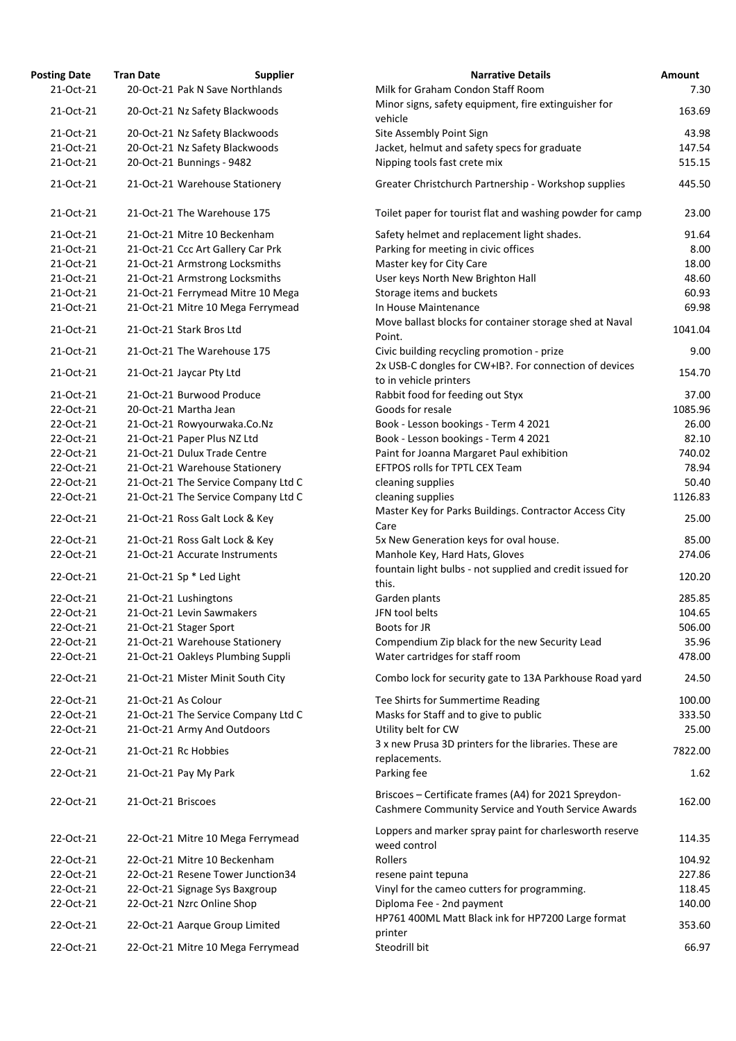| Posting Date | Tran Date | Supplier | Narrative Details | Amount |
|---|---|---|---|---|
| 21-Oct-21 | 20-Oct-21 | Pak N Save Northlands | Milk for Graham Condon Staff Room | 7.30 |
| 21-Oct-21 | 20-Oct-21 | Nz Safety Blackwoods | Minor signs, safety equipment, fire extinguisher for vehicle | 163.69 |
| 21-Oct-21 | 20-Oct-21 | Nz Safety Blackwoods | Site Assembly Point Sign | 43.98 |
| 21-Oct-21 | 20-Oct-21 | Nz Safety Blackwoods | Jacket, helmut and safety specs for graduate | 147.54 |
| 21-Oct-21 | 20-Oct-21 | Bunnings - 9482 | Nipping tools fast crete mix | 515.15 |
| 21-Oct-21 | 21-Oct-21 | Warehouse Stationery | Greater Christchurch Partnership - Workshop supplies | 445.50 |
| 21-Oct-21 | 21-Oct-21 | The Warehouse 175 | Toilet paper for tourist flat and washing powder for camp | 23.00 |
| 21-Oct-21 | 21-Oct-21 | Mitre 10 Beckenham | Safety helmet and replacement light shades. | 91.64 |
| 21-Oct-21 | 21-Oct-21 | Ccc Art Gallery Car Prk | Parking for meeting in civic offices | 8.00 |
| 21-Oct-21 | 21-Oct-21 | Armstrong Locksmiths | Master key for City Care | 18.00 |
| 21-Oct-21 | 21-Oct-21 | Armstrong Locksmiths | User keys North New Brighton Hall | 48.60 |
| 21-Oct-21 | 21-Oct-21 | Ferrymead Mitre 10 Mega | Storage items and buckets | 60.93 |
| 21-Oct-21 | 21-Oct-21 | Mitre 10 Mega Ferrymead | In House Maintenance | 69.98 |
| 21-Oct-21 | 21-Oct-21 | Stark Bros Ltd | Move ballast blocks for container storage shed at Naval Point. | 1041.04 |
| 21-Oct-21 | 21-Oct-21 | The Warehouse 175 | Civic building recycling promotion - prize | 9.00 |
| 21-Oct-21 | 21-Oct-21 | Jaycar Pty Ltd | 2x USB-C dongles for CW+IB?. For connection of devices to in vehicle printers | 154.70 |
| 21-Oct-21 | 21-Oct-21 | Burwood Produce | Rabbit food for feeding out Styx | 37.00 |
| 22-Oct-21 | 20-Oct-21 | Martha Jean | Goods for resale | 1085.96 |
| 22-Oct-21 | 21-Oct-21 | Rowyourwaka.Co.Nz | Book - Lesson bookings - Term 4 2021 | 26.00 |
| 22-Oct-21 | 21-Oct-21 | Paper Plus NZ Ltd | Book - Lesson bookings - Term 4 2021 | 82.10 |
| 22-Oct-21 | 21-Oct-21 | Dulux Trade Centre | Paint for Joanna Margaret Paul exhibition | 740.02 |
| 22-Oct-21 | 21-Oct-21 | Warehouse Stationery | EFTPOS rolls for TPTL CEX Team | 78.94 |
| 22-Oct-21 | 21-Oct-21 | The Service Company Ltd C | cleaning supplies | 50.40 |
| 22-Oct-21 | 21-Oct-21 | The Service Company Ltd C | cleaning supplies | 1126.83 |
| 22-Oct-21 | 21-Oct-21 | Ross Galt Lock & Key | Master Key for Parks Buildings. Contractor Access City Care | 25.00 |
| 22-Oct-21 | 21-Oct-21 | Ross Galt Lock & Key | 5x New Generation keys for oval house. | 85.00 |
| 22-Oct-21 | 21-Oct-21 | Accurate Instruments | Manhole Key, Hard Hats, Gloves | 274.06 |
| 22-Oct-21 | 21-Oct-21 | Sp * Led Light | fountain light bulbs - not supplied and credit issued for this. | 120.20 |
| 22-Oct-21 | 21-Oct-21 | Lushingtons | Garden plants | 285.85 |
| 22-Oct-21 | 21-Oct-21 | Levin Sawmakers | JFN tool belts | 104.65 |
| 22-Oct-21 | 21-Oct-21 | Stager Sport | Boots for JR | 506.00 |
| 22-Oct-21 | 21-Oct-21 | Warehouse Stationery | Compendium Zip black for the new Security Lead | 35.96 |
| 22-Oct-21 | 21-Oct-21 | Oakleys Plumbing Suppli | Water cartridges for staff room | 478.00 |
| 22-Oct-21 | 21-Oct-21 | Mister Minit South City | Combo lock for security gate to 13A Parkhouse Road yard | 24.50 |
| 22-Oct-21 | 21-Oct-21 | As Colour | Tee Shirts for Summertime Reading | 100.00 |
| 22-Oct-21 | 21-Oct-21 | The Service Company Ltd C | Masks for Staff and to give to public | 333.50 |
| 22-Oct-21 | 21-Oct-21 | Army And Outdoors | Utility belt for CW | 25.00 |
| 22-Oct-21 | 21-Oct-21 | Rc Hobbies | 3 x new Prusa 3D printers for the libraries. These are replacements. | 7822.00 |
| 22-Oct-21 | 21-Oct-21 | Pay My Park | Parking fee | 1.62 |
| 22-Oct-21 | 21-Oct-21 | Briscoes | Briscoes – Certificate frames (A4) for 2021 Spreydon-Cashmere Community Service and Youth Service Awards | 162.00 |
| 22-Oct-21 | 22-Oct-21 | Mitre 10 Mega Ferrymead | Loppers and marker spray paint for charlesworth reserve weed control | 114.35 |
| 22-Oct-21 | 22-Oct-21 | Mitre 10 Beckenham | Rollers | 104.92 |
| 22-Oct-21 | 22-Oct-21 | Resene Tower Junction34 | resene paint tepuna | 227.86 |
| 22-Oct-21 | 22-Oct-21 | Signage Sys Baxgroup | Vinyl for the cameo cutters for programming. | 118.45 |
| 22-Oct-21 | 22-Oct-21 | Nzrc Online Shop | Diploma Fee - 2nd payment | 140.00 |
| 22-Oct-21 | 22-Oct-21 | Aarque Group Limited | HP761 400ML Matt Black ink for HP7200 Large format printer | 353.60 |
| 22-Oct-21 | 22-Oct-21 | Mitre 10 Mega Ferrymead | Steodrill bit | 66.97 |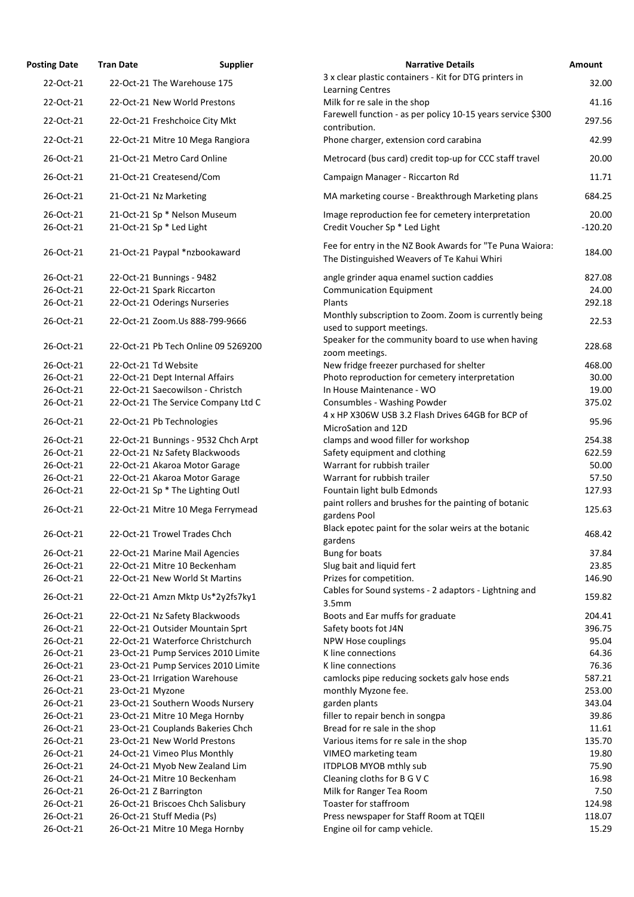| Posting Date | Tran Date | Supplier | Narrative Details | Amount |
|---|---|---|---|---|
| 22-Oct-21 | 22-Oct-21 | The Warehouse 175 | 3 x clear plastic containers - Kit for DTG printers in Learning Centres | 32.00 |
| 22-Oct-21 | 22-Oct-21 | New World Prestons | Milk for re sale in the shop | 41.16 |
| 22-Oct-21 | 22-Oct-21 | Freshchoice City Mkt | Farewell function - as per policy 10-15 years service $300 contribution. | 297.56 |
| 22-Oct-21 | 22-Oct-21 | Mitre 10 Mega Rangiora | Phone charger, extension cord carabina | 42.99 |
| 26-Oct-21 | 21-Oct-21 | Metro Card Online | Metrocard (bus card) credit top-up for CCC staff travel | 20.00 |
| 26-Oct-21 | 21-Oct-21 | Createsend/Com | Campaign Manager - Riccarton Rd | 11.71 |
| 26-Oct-21 | 21-Oct-21 | Nz Marketing | MA marketing course - Breakthrough Marketing plans | 684.25 |
| 26-Oct-21 | 21-Oct-21 | Sp * Nelson Museum | Image reproduction fee for cemetery interpretation | 20.00 |
| 26-Oct-21 | 21-Oct-21 | Sp * Led Light | Credit Voucher Sp * Led Light | -120.20 |
| 26-Oct-21 | 21-Oct-21 | Paypal *nzbookaward | Fee for entry in the NZ Book Awards for "Te Puna Waiora: The Distinguished Weavers of Te Kahui Whiri | 184.00 |
| 26-Oct-21 | 22-Oct-21 | Bunnings - 9482 | angle grinder aqua enamel suction caddies | 827.08 |
| 26-Oct-21 | 22-Oct-21 | Spark Riccarton | Communication Equipment | 24.00 |
| 26-Oct-21 | 22-Oct-21 | Oderings Nurseries | Plants | 292.18 |
| 26-Oct-21 | 22-Oct-21 | Zoom.Us 888-799-9666 | Monthly subscription to Zoom. Zoom is currently being used to support meetings. | 22.53 |
| 26-Oct-21 | 22-Oct-21 | Pb Tech Online 09 5269200 | Speaker for the community board to use when having zoom meetings. | 228.68 |
| 26-Oct-21 | 22-Oct-21 | Td Website | New fridge freezer purchased for shelter | 468.00 |
| 26-Oct-21 | 22-Oct-21 | Dept Internal Affairs | Photo reproduction for cemetery interpretation | 30.00 |
| 26-Oct-21 | 22-Oct-21 | Saecowilson - Christch | In House Maintenance - WO | 19.00 |
| 26-Oct-21 | 22-Oct-21 | The Service Company Ltd C | Consumbles - Washing Powder | 375.02 |
| 26-Oct-21 | 22-Oct-21 | Pb Technologies | 4 x HP X306W USB 3.2 Flash Drives 64GB for BCP of MicroSation and 12D | 95.96 |
| 26-Oct-21 | 22-Oct-21 | Bunnings - 9532 Chch Arpt | clamps and wood filler for workshop | 254.38 |
| 26-Oct-21 | 22-Oct-21 | Nz Safety Blackwoods | Safety equipment and clothing | 622.59 |
| 26-Oct-21 | 22-Oct-21 | Akaroa Motor Garage | Warrant for rubbish trailer | 50.00 |
| 26-Oct-21 | 22-Oct-21 | Akaroa Motor Garage | Warrant for rubbish trailer | 57.50 |
| 26-Oct-21 | 22-Oct-21 | Sp * The Lighting Outl | Fountain light bulb Edmonds | 127.93 |
| 26-Oct-21 | 22-Oct-21 | Mitre 10 Mega Ferrymead | paint rollers and brushes for the painting of botanic gardens Pool | 125.63 |
| 26-Oct-21 | 22-Oct-21 | Trowel Trades Chch | Black epotec paint for the solar weirs at the botanic gardens | 468.42 |
| 26-Oct-21 | 22-Oct-21 | Marine Mail Agencies | Bung for boats | 37.84 |
| 26-Oct-21 | 22-Oct-21 | Mitre 10 Beckenham | Slug bait and liquid fert | 23.85 |
| 26-Oct-21 | 22-Oct-21 | New World St Martins | Prizes for competition. | 146.90 |
| 26-Oct-21 | 22-Oct-21 | Amzn Mktp Us*2y2fs7ky1 | Cables for Sound systems - 2 adaptors - Lightning and 3.5mm | 159.82 |
| 26-Oct-21 | 22-Oct-21 | Nz Safety Blackwoods | Boots and Ear muffs for graduate | 204.41 |
| 26-Oct-21 | 22-Oct-21 | Outsider Mountain Sprt | Safety boots fot J4N | 396.75 |
| 26-Oct-21 | 22-Oct-21 | Waterforce Christchurch | NPW Hose couplings | 95.04 |
| 26-Oct-21 | 23-Oct-21 | Pump Services 2010 Limite | K line connections | 64.36 |
| 26-Oct-21 | 23-Oct-21 | Pump Services 2010 Limite | K line connections | 76.36 |
| 26-Oct-21 | 23-Oct-21 | Irrigation Warehouse | camlocks pipe reducing sockets galv hose ends | 587.21 |
| 26-Oct-21 | 23-Oct-21 | Myzone | monthly Myzone fee. | 253.00 |
| 26-Oct-21 | 23-Oct-21 | Southern Woods Nursery | garden plants | 343.04 |
| 26-Oct-21 | 23-Oct-21 | Mitre 10 Mega Hornby | filler to repair bench in songpa | 39.86 |
| 26-Oct-21 | 23-Oct-21 | Couplands Bakeries Chch | Bread for re sale in the shop | 11.61 |
| 26-Oct-21 | 23-Oct-21 | New World Prestons | Various items for re sale in the shop | 135.70 |
| 26-Oct-21 | 24-Oct-21 | Vimeo Plus Monthly | VIMEO marketing team | 19.80 |
| 26-Oct-21 | 24-Oct-21 | Myob New Zealand Lim | ITDPLOB MYOB mthly sub | 75.90 |
| 26-Oct-21 | 24-Oct-21 | Mitre 10 Beckenham | Cleaning cloths for B G V C | 16.98 |
| 26-Oct-21 | 26-Oct-21 | Z Barrington | Milk for Ranger Tea Room | 7.50 |
| 26-Oct-21 | 26-Oct-21 | Briscoes Chch Salisbury | Toaster for staffroom | 124.98 |
| 26-Oct-21 | 26-Oct-21 | Stuff Media (Ps) | Press newspaper for Staff Room at TQEII | 118.07 |
| 26-Oct-21 | 26-Oct-21 | Mitre 10 Mega Hornby | Engine oil for camp vehicle. | 15.29 |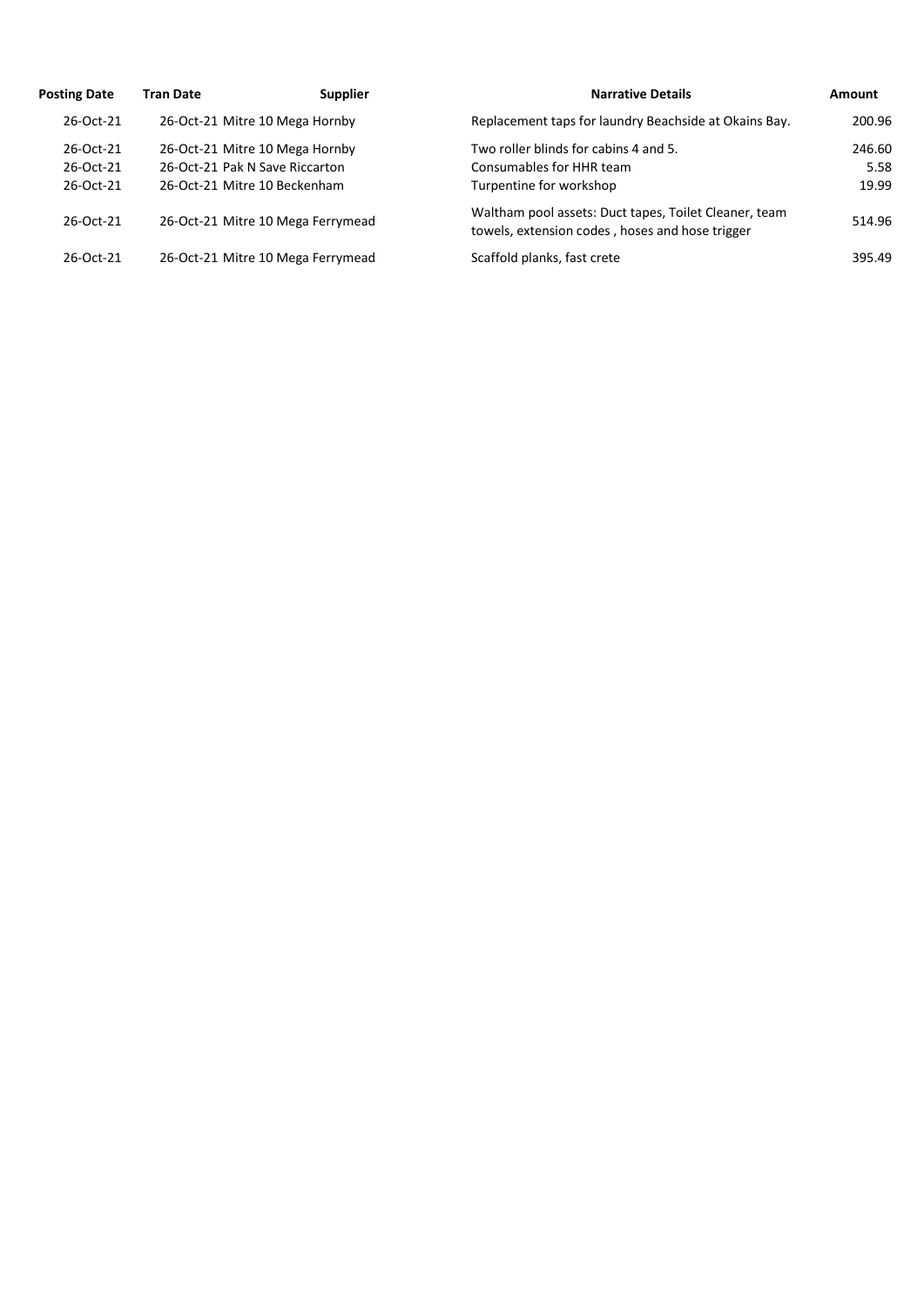| Posting Date | Tran Date | Supplier | Narrative Details | Amount |
| --- | --- | --- | --- | --- |
| 26-Oct-21 | 26-Oct-21 | Mitre 10 Mega Hornby | Replacement taps for laundry Beachside at Okains Bay. | 200.96 |
| 26-Oct-21 | 26-Oct-21 | Mitre 10 Mega Hornby | Two roller blinds for cabins 4 and 5. | 246.60 |
| 26-Oct-21 | 26-Oct-21 | Pak N Save Riccarton | Consumables for HHR team | 5.58 |
| 26-Oct-21 | 26-Oct-21 | Mitre 10 Beckenham | Turpentine for workshop | 19.99 |
| 26-Oct-21 | 26-Oct-21 | Mitre 10 Mega Ferrymead | Waltham pool assets: Duct tapes, Toilet Cleaner, team towels, extension codes , hoses and hose trigger | 514.96 |
| 26-Oct-21 | 26-Oct-21 | Mitre 10 Mega Ferrymead | Scaffold planks, fast crete | 395.49 |